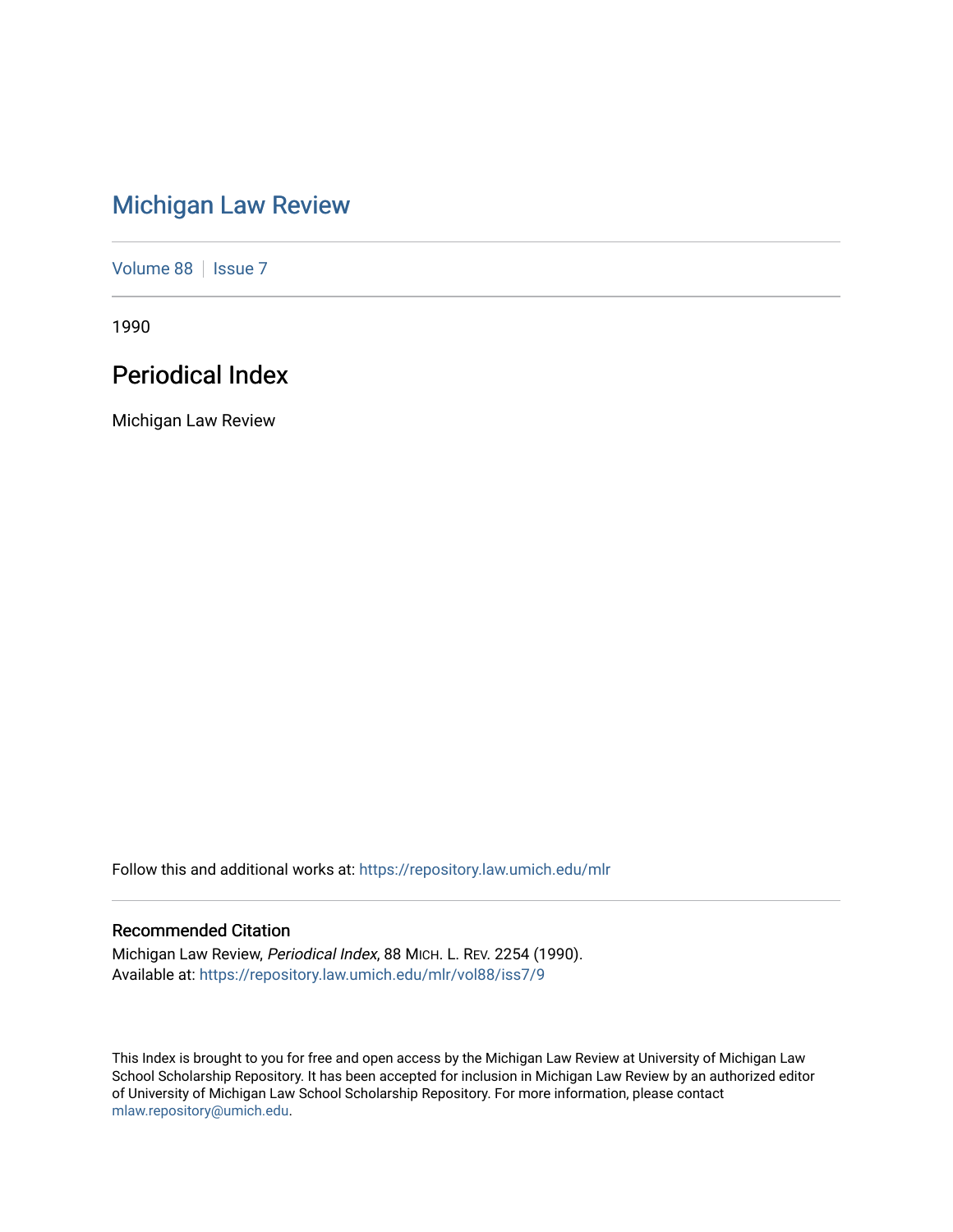# Michigan Law Review

Volume 88 | Issue 7

1990

## Periodical Index

Michigan Law Review

Follow this and additional works at: https://repository.law.umich.edu/mlr

### Recommended Citation

Michigan Law Review, *Periodical Index*, 88 MICH. L. REV. 2254 (1990).
Available at: https://repository.law.umich.edu/mlr/vol88/iss7/9

This Index is brought to you for free and open access by the Michigan Law Review at University of Michigan Law School Scholarship Repository. It has been accepted for inclusion in Michigan Law Review by an authorized editor of University of Michigan Law School Scholarship Repository. For more information, please contact mlaw.repository@umich.edu.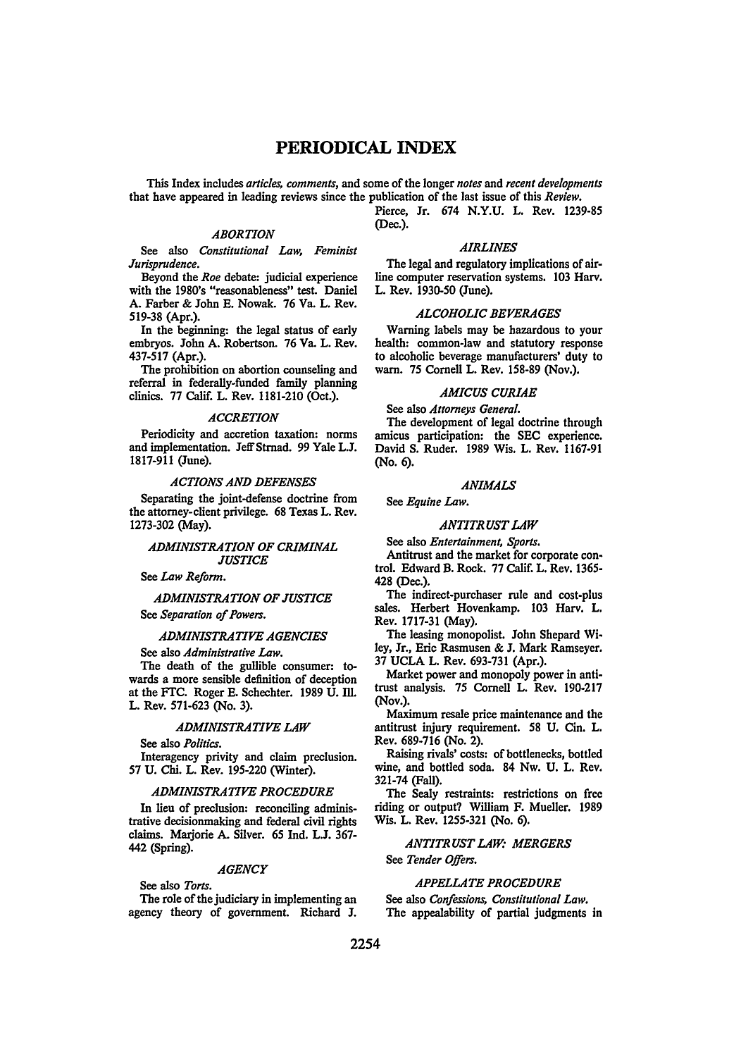# PERIODICAL INDEX

This Index includes *articles, comments*, and some of the longer *notes* and *recent developments* that have appeared in leading reviews since the publication of the last issue of this *Review*.

### *ABORTION*

See also *Constitutional Law, Feminist Jurisprudence.*

Beyond the *Roe* debate: judicial experience with the 1980's "reasonableness" test. Daniel A. Farber & John E. Nowak. 76 Va. L. Rev. 519-38 (Apr.).

In the beginning: the legal status of early embryos. John A. Robertson. 76 Va. L. Rev. 437-517 (Apr.).

The prohibition on abortion counseling and referral in federally-funded family planning clinics. 77 Calif. L. Rev. 1181-210 (Oct.).

### *ACCRETION*

Periodicity and accretion taxation: norms and implementation. Jeff Strnad. 99 Yale L.J. 1817-911 (June).

### *ACTIONS AND DEFENSES*

Separating the joint-defense doctrine from the attorney-client privilege. 68 Texas L. Rev. 1273-302 (May).

### *ADMINISTRATION OF CRIMINAL JUSTICE*

See *Law Reform.*

### *ADMINISTRATION OF JUSTICE*

See *Separation of Powers.*

### *ADMINISTRATIVE AGENCIES*

See also *Administrative Law.*

The death of the gullible consumer: towards a more sensible definition of deception at the FTC. Roger E. Schechter. 1989 U. Ill. L. Rev. 571-623 (No. 3).

### *ADMINISTRATIVE LAW*

See also *Politics.*

Interagency privity and claim preclusion. 57 U. Chi. L. Rev. 195-220 (Winter).

### *ADMINISTRATIVE PROCEDURE*

In lieu of preclusion: reconciling administrative decisionmaking and federal civil rights claims. Marjorie A. Silver. 65 Ind. L.J. 367-442 (Spring).

### *AGENCY*

See also *Torts.*

The role of the judiciary in implementing an agency theory of government. Richard J. Pierce, Jr. 674 N.Y.U. L. Rev. 1239-85 (Dec.).

### *AIRLINES*

The legal and regulatory implications of airline computer reservation systems. 103 Harv. L. Rev. 1930-50 (June).

### *ALCOHOLIC BEVERAGES*

Warning labels may be hazardous to your health: common-law and statutory response to alcoholic beverage manufacturers' duty to warn. 75 Cornell L. Rev. 158-89 (Nov.).

### *AMICUS CURIAE*

See also *Attorneys General.*

The development of legal doctrine through amicus participation: the SEC experience. David S. Ruder. 1989 Wis. L. Rev. 1167-91 (No. 6).

### *ANIMALS*

See *Equine Law.*

### *ANTITRUST LAW*

See also *Entertainment, Sports.*

Antitrust and the market for corporate control. Edward B. Rock. 77 Calif. L. Rev. 1365-428 (Dec.).

The indirect-purchaser rule and cost-plus sales. Herbert Hovenkamp. 103 Harv. L. Rev. 1717-31 (May).

The leasing monopolist. John Shepard Wiley, Jr., Eric Rasmusen & J. Mark Ramseyer. 37 UCLA L. Rev. 693-731 (Apr.).

Market power and monopoly power in antitrust analysis. 75 Cornell L. Rev. 190-217 (Nov.).

Maximum resale price maintenance and the antitrust injury requirement. 58 U. Cin. L. Rev. 689-716 (No. 2).

Raising rivals' costs: of bottlenecks, bottled wine, and bottled soda. 84 Nw. U. L. Rev. 321-74 (Fall).

The Sealy restraints: restrictions on free riding or output? William F. Mueller. 1989 Wis. L. Rev. 1255-321 (No. 6).

### *ANTITRUST LAW: MERGERS*

See *Tender Offers.*

### *APPELLATE PROCEDURE*

See also *Confessions, Constitutional Law.*

The appealability of partial judgments in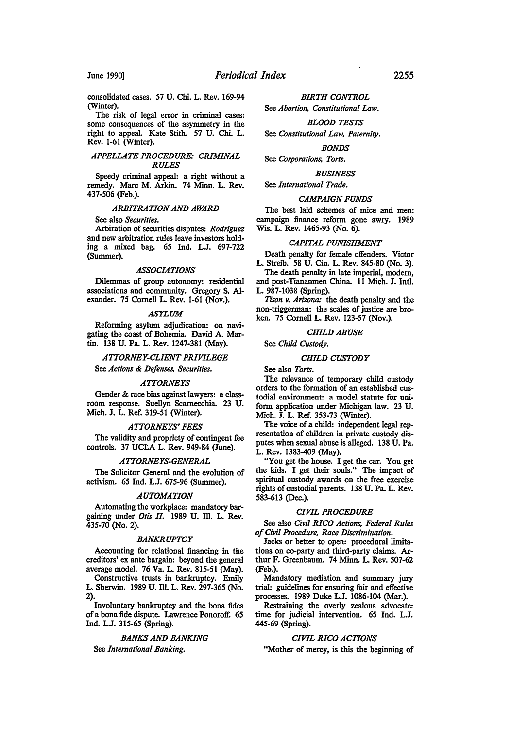consolidated cases. 57 U. Chi. L. Rev. 169-94 (Winter).

The risk of legal error in criminal cases: some consequences of the asymmetry in the right to appeal. Kate Stith. 57 U. Chi. L. Rev. 1-61 (Winter).

### *APPELLATE PROCEDURE: CRIMINAL RULES*

Speedy criminal appeal: a right without a remedy. Marc M. Arkin. 74 Minn. L. Rev. 437-506 (Feb.).

### *ARBITRATION AND AWARD*

See also *Securities.*

Arbiration of securities disputes: *Rodriguez* and new arbitration rules leave investors holding a mixed bag. 65 Ind. L.J. 697-722 (Summer).

### *ASSOCIATIONS*

Dilemmas of group autonomy: residential associations and community. Gregory S. Alexander. 75 Cornell L. Rev. 1-61 (Nov.).

### *ASYLUM*

Reforming asylum adjudication: on navigating the coast of Bohemia. David A. Martin. 138 U. Pa. L. Rev. 1247-381 (May).

### *ATTORNEY-CLIENT PRIVILEGE*

See *Actions & Defenses, Securities.*

### *ATTORNEYS*

Gender & race bias against lawyers: a classroom response. Suellyn Scarnecchia. 23 U. Mich. J. L. Ref. 319-51 (Winter).

### *ATTORNEYS' FEES*

The validity and propriety of contingent fee controls. 37 UCLA L. Rev. 949-84 (June).

### *ATTORNEYS-GENERAL*

The Solicitor General and the evolution of activism. 65 Ind. L.J. 675-96 (Summer).

### *AUTOMATION*

Automating the workplace: mandatory bargaining under *Otis II.* 1989 U. Ill. L. Rev. 435-70 (No. 2).

### *BANKRUPTCY*

Accounting for relational financing in the creditors' ex ante bargain: beyond the general average model. 76 Va. L. Rev. 815-51 (May).

Constructive trusts in bankruptcy. Emily L. Sherwin. 1989 U. Ill. L. Rev. 297-365 (No. 2).

Involuntary bankruptcy and the bona fides of a bona fide dispute. Lawrence Ponoroff. 65 Ind. L.J. 315-65 (Spring).

### *BANKS AND BANKING*

See *International Banking.*

### *BIRTH CONTROL*

See *Abortion, Constitutional Law.*

### *BLOOD TESTS*

See *Constitutional Law, Paternity.*

### *BONDS*

See *Corporations, Torts.*

### *BUSINESS*

See *International Trade.*

### *CAMPAIGN FUNDS*

The best laid schemes of mice and men: campaign finance reform gone awry. 1989 Wis. L. Rev. 1465-93 (No. 6).

### *CAPITAL PUNISHMENT*

Death penalty for female offenders. Victor L. Streib. 58 U. Cin. L. Rev. 845-80 (No. 3).

The death penalty in late imperial, modern, and post-Tiananmen China. 11 Mich. J. Intl. L. 987-1038 (Spring).

*Tison v. Arizona:* the death penalty and the non-triggerman: the scales of justice are broken. 75 Cornell L. Rev. 123-57 (Nov.).

### *CHILD ABUSE*

See *Child Custody.*

### *CHILD CUSTODY*

See also *Torts.*

The relevance of temporary child custody orders to the formation of an established custodial environment: a model statute for uniform application under Michigan law. 23 U. Mich. J. L. Ref. 353-73 (Winter).

The voice of a child: independent legal representation of children in private custody disputes when sexual abuse is alleged. 138 U. Pa. L. Rev. 1383-409 (May).

"You get the house. I get the car. You get the kids. I get their souls." The impact of spiritual custody awards on the free exercise rights of custodial parents. 138 U. Pa. L. Rev. 583-613 (Dec.).

### *CIVIL PROCEDURE*

See also *Civil RICO Actions, Federal Rules of Civil Procedure, Race Discrimination.*

Jacks or better to open: procedural limitations on co-party and third-party claims. Arthur F. Greenbaum. 74 Minn. L. Rev. 507-62 (Feb.).

Mandatory mediation and summary jury trial: guidelines for ensuring fair and effective processes. 1989 Duke L.J. 1086-104 (Mar.).

Restraining the overly zealous advocate: time for judicial intervention. 65 Ind. L.J. 445-69 (Spring).

### *CIVIL RICO ACTIONS*

"Mother of mercy, is this the beginning of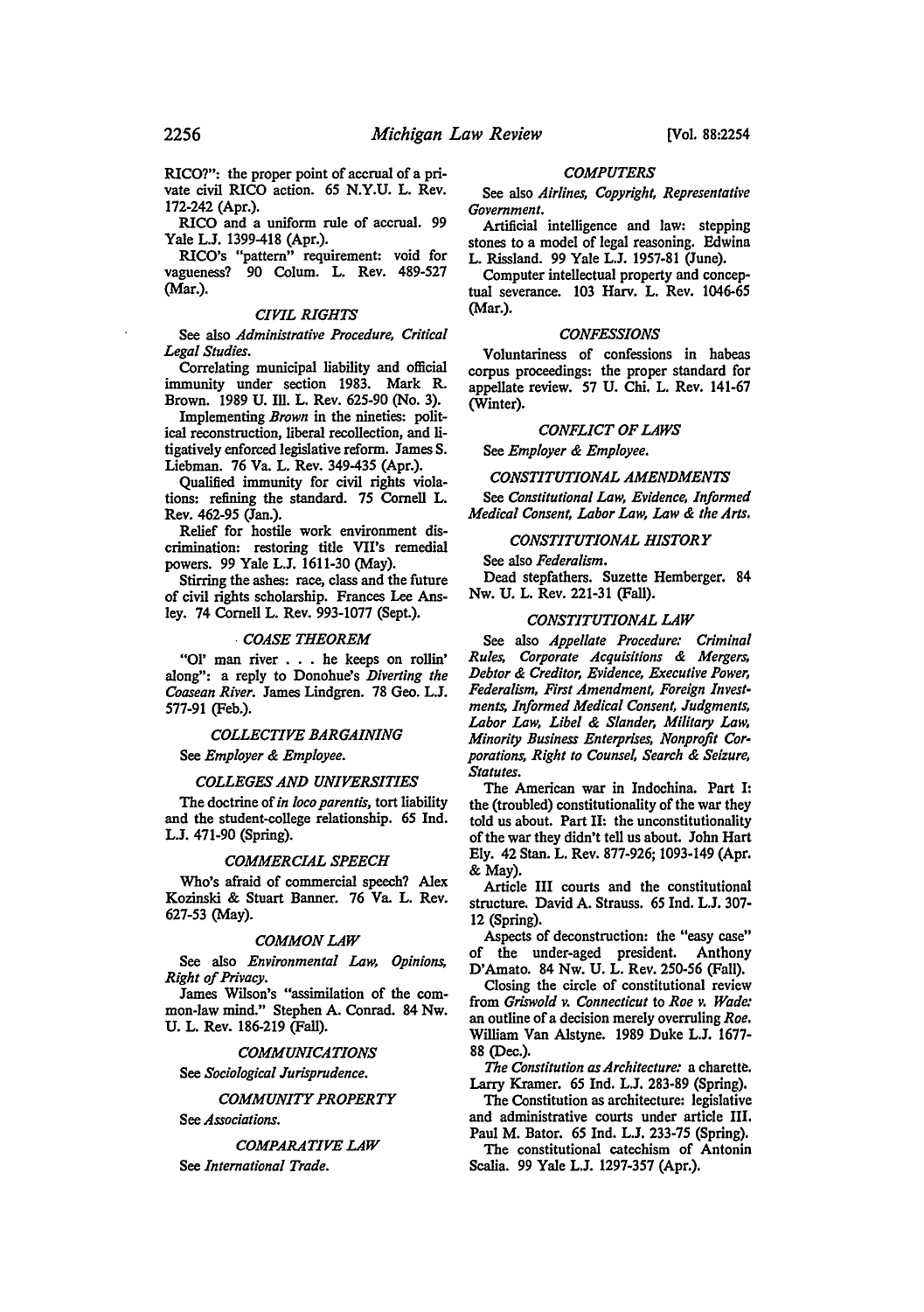RICO?": the proper point of accrual of a private civil RICO action. 65 N.Y.U. L. Rev. 172-242 (Apr.).

RICO and a uniform rule of accrual. 99 Yale L.J. 1399-418 (Apr.).

RICO's "pattern" requirement: void for vagueness? 90 Colum. L. Rev. 489-527 (Mar.).

### *CIVIL RIGHTS*

See also *Administrative Procedure, Critical Legal Studies.*

Correlating municipal liability and official immunity under section 1983. Mark R. Brown. 1989 U. Ill. L. Rev. 625-90 (No. 3).

Implementing *Brown* in the nineties: political reconstruction, liberal recollection, and litigatively enforced legislative reform. James S. Liebman. 76 Va. L. Rev. 349-435 (Apr.).

Qualified immunity for civil rights violations: refining the standard. 75 Cornell L. Rev. 462-95 (Jan.).

Relief for hostile work environment discrimination: restoring title VII's remedial powers. 99 Yale L.J. 1611-30 (May).

Stirring the ashes: race, class and the future of civil rights scholarship. Frances Lee Ansley. 74 Cornell L. Rev. 993-1077 (Sept.).

### *COASE THEOREM*

"Ol' man river . . . he keeps on rollin' along": a reply to Donohue's *Diverting the Coasean River.* James Lindgren. 78 Geo. L.J. 577-91 (Feb.).

### *COLLECTIVE BARGAINING*

See *Employer & Employee.*

### *COLLEGES AND UNIVERSITIES*

The doctrine of *in loco parentis,* tort liability and the student-college relationship. 65 Ind. L.J. 471-90 (Spring).

### *COMMERCIAL SPEECH*

Who's afraid of commercial speech? Alex Kozinski & Stuart Banner. 76 Va. L. Rev. 627-53 (May).

### *COMMON LAW*

See also *Environmental Law, Opinions, Right of Privacy.*

James Wilson's "assimilation of the common-law mind." Stephen A. Conrad. 84 Nw. U. L. Rev. 186-219 (Fall).

### *COMMUNICATIONS*

See *Sociological Jurisprudence.*

### *COMMUNITY PROPERTY*

See *Associations.*

### *COMPARATIVE LAW*

See *International Trade.*

### *COMPUTERS*

See also *Airlines, Copyright, Representative Government.*

Artificial intelligence and law: stepping stones to a model of legal reasoning. Edwina L. Rissland. 99 Yale L.J. 1957-81 (June).

Computer intellectual property and conceptual severance. 103 Harv. L. Rev. 1046-65 (Mar.).

### *CONFESSIONS*

Voluntariness of confessions in habeas corpus proceedings: the proper standard for appellate review. 57 U. Chi. L. Rev. 141-67 (Winter).

### *CONFLICT OF LAWS*

See *Employer & Employee.*

### *CONSTITUTIONAL AMENDMENTS*

See *Constitutional Law, Evidence, Informed Medical Consent, Labor Law, Law & the Arts.*

### *CONSTITUTIONAL HISTORY*

See also *Federalism.*

Dead stepfathers. Suzette Hemberger. 84 Nw. U. L. Rev. 221-31 (Fall).

### *CONSTITUTIONAL LAW*

See also *Appellate Procedure: Criminal Rules, Corporate Acquisitions & Mergers, Debtor & Creditor, Evidence, Executive Power, Federalism, First Amendment, Foreign Investments, Informed Medical Consent, Judgments, Labor Law, Libel & Slander, Military Law, Minority Business Enterprises, Nonprofit Corporations, Right to Counsel, Search & Seizure, Statutes.*

The American war in Indochina. Part I: the (troubled) constitutionality of the war they told us about. Part II: the unconstitutionality of the war they didn't tell us about. John Hart Ely. 42 Stan. L. Rev. 877-926; 1093-149 (Apr. & May).

Article III courts and the constitutional structure. David A. Strauss. 65 Ind. L.J. 307-12 (Spring).

Aspects of deconstruction: the "easy case" of the under-aged president. Anthony D'Amato. 84 Nw. U. L. Rev. 250-56 (Fall).

Closing the circle of constitutional review from *Griswold v. Connecticut* to *Roe v. Wade:* an outline of a decision merely overruling *Roe.* William Van Alstyne. 1989 Duke L.J. 1677-88 (Dec.).

*The Constitution as Architecture:* a charette. Larry Kramer. 65 Ind. L.J. 283-89 (Spring).

The Constitution as architecture: legislative and administrative courts under article III. Paul M. Bator. 65 Ind. L.J. 233-75 (Spring).

The constitutional catechism of Antonin Scalia. 99 Yale L.J. 1297-357 (Apr.).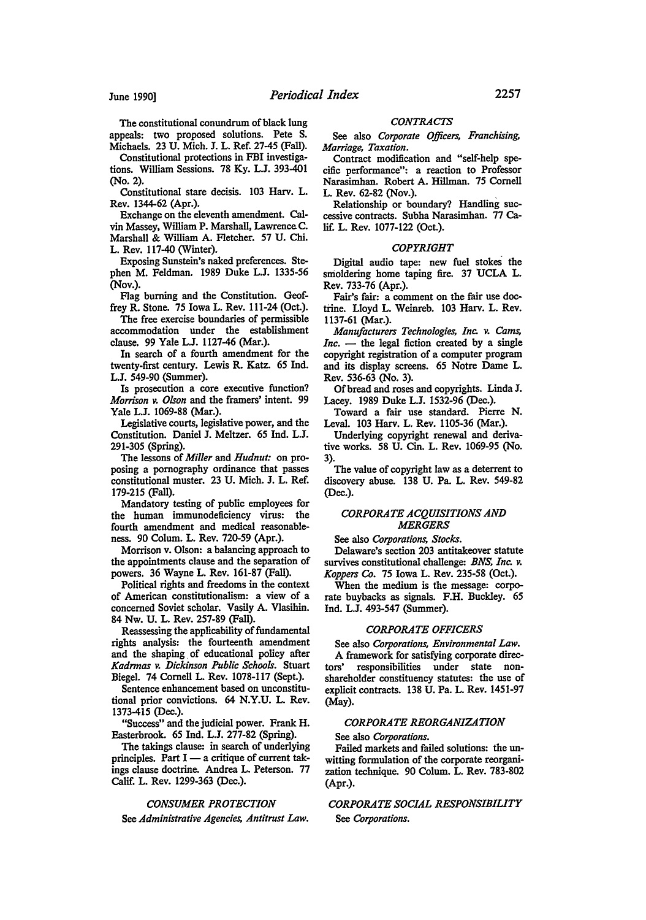The constitutional conundrum of black lung appeals: two proposed solutions. Pete S. Michaels. 23 U. Mich. J. L. Ref. 27-45 (Fall).

Constitutional protections in FBI investigations. William Sessions. 78 Ky. L.J. 393-401 (No. 2).

Constitutional stare decisis. 103 Harv. L. Rev. 1344-62 (Apr.).

Exchange on the eleventh amendment. Calvin Massey, William P. Marshall, Lawrence C. Marshall & William A. Fletcher. 57 U. Chi. L. Rev. 117-40 (Winter).

Exposing Sunstein's naked preferences. Stephen M. Feldman. 1989 Duke L.J. 1335-56 (Nov.).

Flag burning and the Constitution. Geoffrey R. Stone. 75 Iowa L. Rev. 111-24 (Oct.).

The free exercise boundaries of permissible accommodation under the establishment clause. 99 Yale L.J. 1127-46 (Mar.).

In search of a fourth amendment for the twenty-first century. Lewis R. Katz. 65 Ind. L.J. 549-90 (Summer).

Is prosecution a core executive function? *Morrison v. Olson* and the framers' intent. 99 Yale L.J. 1069-88 (Mar.).

Legislative courts, legislative power, and the Constitution. Daniel J. Meltzer. 65 Ind. L.J. 291-305 (Spring).

The lessons of *Miller* and *Hudnut:* on proposing a pornography ordinance that passes constitutional muster. 23 U. Mich. J. L. Ref. 179-215 (Fall).

Mandatory testing of public employees for the human immunodeficiency virus: the fourth amendment and medical reasonableness. 90 Colum. L. Rev. 720-59 (Apr.).

Morrison v. Olson: a balancing approach to the appointments clause and the separation of powers. 36 Wayne L. Rev. 161-87 (Fall).

Political rights and freedoms in the context of American constitutionalism: a view of a concerned Soviet scholar. Vasily A. Vlasihin. 84 Nw. U. L. Rev. 257-89 (Fall).

Reassessing the applicability of fundamental rights analysis: the fourteenth amendment and the shaping of educational policy after *Kadrmas v. Dickinson Public Schools.* Stuart Biegel. 74 Cornell L. Rev. 1078-117 (Sept.).

Sentence enhancement based on unconstitutional prior convictions. 64 N.Y.U. L. Rev. 1373-415 (Dec.).

"Success" and the judicial power. Frank H. Easterbrook. 65 Ind. L.J. 277-82 (Spring).

The takings clause: in search of underlying principles. Part I — a critique of current takings clause doctrine. Andrea L. Peterson. 77 Calif. L. Rev. 1299-363 (Dec.).

### *CONSUMER PROTECTION*

See *Administrative Agencies, Antitrust Law.*

### *CONTRACTS*

See also *Corporate Officers, Franchising, Marriage, Taxation.*

Contract modification and "self-help specific performance": a reaction to Professor Narasimhan. Robert A. Hillman. 75 Cornell L. Rev. 62-82 (Nov.).

Relationship or boundary? Handling successive contracts. Subha Narasimhan. 77 Calif. L. Rev. 1077-122 (Oct.).

### *COPYRIGHT*

Digital audio tape: new fuel stokes the smoldering home taping fire. 37 UCLA L. Rev. 733-76 (Apr.).

Fair's fair: a comment on the fair use doctrine. Lloyd L. Weinreb. 103 Harv. L. Rev. 1137-61 (Mar.).

*Manufacturers Technologies, Inc. v. Cams, Inc.* — the legal fiction created by a single copyright registration of a computer program and its display screens. 65 Notre Dame L. Rev. 536-63 (No. 3).

Of bread and roses and copyrights. Linda J. Lacey. 1989 Duke L.J. 1532-96 (Dec.).

Toward a fair use standard. Pierre N. Leval. 103 Harv. L. Rev. 1105-36 (Mar.).

Underlying copyright renewal and derivative works. 58 U. Cin. L. Rev. 1069-95 (No. 3).

The value of copyright law as a deterrent to discovery abuse. 138 U. Pa. L. Rev. 549-82 (Dec.).

### *CORPORATE ACQUISITIONS AND MERGERS*

See also *Corporations, Stocks.*

Delaware's section 203 antitakeover statute survives constitutional challenge: *BNS, Inc. v. Koppers Co.* 75 Iowa L. Rev. 235-58 (Oct.).

When the medium is the message: corporate buybacks as signals. F.H. Buckley. 65 Ind. L.J. 493-547 (Summer).

### *CORPORATE OFFICERS*

See also *Corporations, Environmental Law.*

A framework for satisfying corporate directors' responsibilities under state nonshareholder constituency statutes: the use of explicit contracts. 138 U. Pa. L. Rev. 1451-97 (May).

### *CORPORATE REORGANIZATION*

See also *Corporations.*

Failed markets and failed solutions: the unwitting formulation of the corporate reorganization technique. 90 Colum. L. Rev. 783-802 (Apr.).

### *CORPORATE SOCIAL RESPONSIBILITY*

See *Corporations.*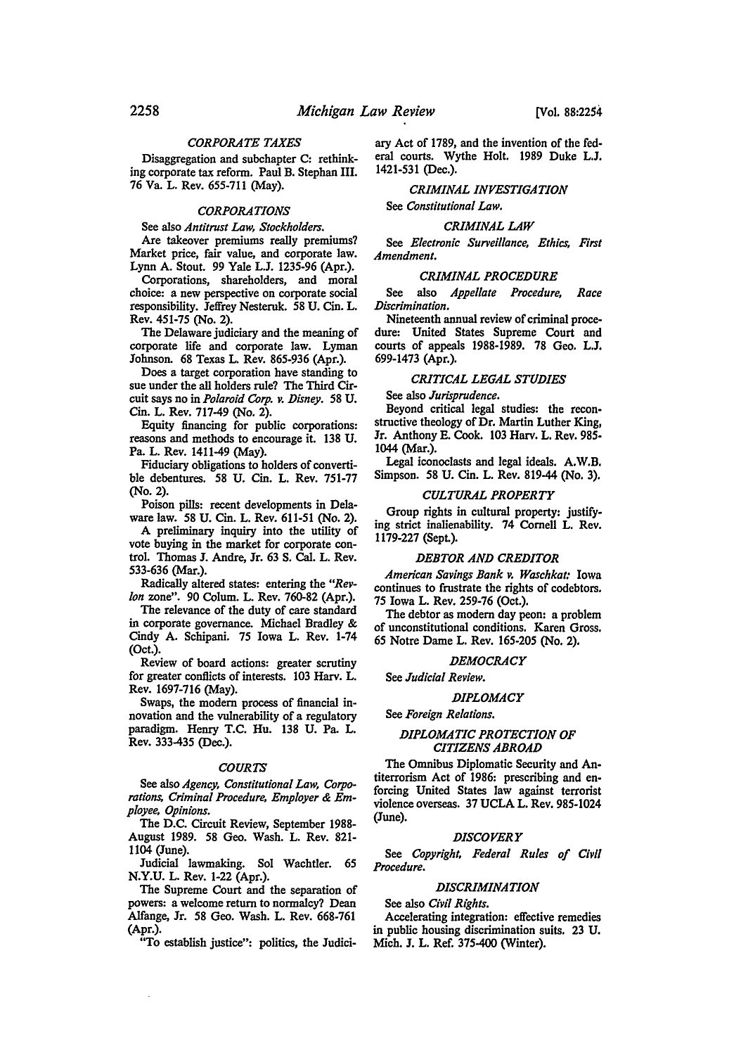### CORPORATE TAXES

Disaggregation and subchapter C: rethinking corporate tax reform. Paul B. Stephan III. 76 Va. L. Rev. 655-711 (May).

### CORPORATIONS

See also *Antitrust Law, Stockholders.*

Are takeover premiums really premiums? Market price, fair value, and corporate law. Lynn A. Stout. 99 Yale L.J. 1235-96 (Apr.).

Corporations, shareholders, and moral choice: a new perspective on corporate social responsibility. Jeffrey Nesteruk. 58 U. Cin. L. Rev. 451-75 (No. 2).

The Delaware judiciary and the meaning of corporate life and corporate law. Lyman Johnson. 68 Texas L. Rev. 865-936 (Apr.).

Does a target corporation have standing to sue under the all holders rule? The Third Circuit says no in *Polaroid Corp. v. Disney.* 58 U. Cin. L. Rev. 717-49 (No. 2).

Equity financing for public corporations: reasons and methods to encourage it. 138 U. Pa. L. Rev. 1411-49 (May).

Fiduciary obligations to holders of convertible debentures. 58 U. Cin. L. Rev. 751-77 (No. 2).

Poison pills: recent developments in Delaware law. 58 U. Cin. L. Rev. 611-51 (No. 2).

A preliminary inquiry into the utility of vote buying in the market for corporate control. Thomas J. Andre, Jr. 63 S. Cal. L. Rev. 533-636 (Mar.).

Radically altered states: entering the "*Revlon* zone". 90 Colum. L. Rev. 760-82 (Apr.).

The relevance of the duty of care standard in corporate governance. Michael Bradley & Cindy A. Schipani. 75 Iowa L. Rev. 1-74 (Oct.).

Review of board actions: greater scrutiny for greater conflicts of interests. 103 Harv. L. Rev. 1697-716 (May).

Swaps, the modern process of financial innovation and the vulnerability of a regulatory paradigm. Henry T.C. Hu. 138 U. Pa. L. Rev. 333-435 (Dec.).

### COURTS

See also *Agency, Constitutional Law, Corporations, Criminal Procedure, Employer & Employee, Opinions.*

The D.C. Circuit Review, September 1988-August 1989. 58 Geo. Wash. L. Rev. 821-1104 (June).

Judicial lawmaking. Sol Wachtler. 65 N.Y.U. L. Rev. 1-22 (Apr.).

The Supreme Court and the separation of powers: a welcome return to normalcy? Dean Alfange, Jr. 58 Geo. Wash. L. Rev. 668-761 (Apr.).

"To establish justice": politics, the Judiciary Act of 1789, and the invention of the federal courts. Wythe Holt. 1989 Duke L.J. 1421-531 (Dec.).

### CRIMINAL INVESTIGATION

See *Constitutional Law.*

### CRIMINAL LAW

See *Electronic Surveillance, Ethics, First Amendment.*

### CRIMINAL PROCEDURE

See also *Appellate Procedure, Race Discrimination.*

Nineteenth annual review of criminal procedure: United States Supreme Court and courts of appeals 1988-1989. 78 Geo. L.J. 699-1473 (Apr.).

### CRITICAL LEGAL STUDIES

See also *Jurisprudence.*

Beyond critical legal studies: the reconstructive theology of Dr. Martin Luther King, Jr. Anthony E. Cook. 103 Harv. L. Rev. 985-1044 (Mar.).

Legal iconoclasts and legal ideals. A.W.B. Simpson. 58 U. Cin. L. Rev. 819-44 (No. 3).

### CULTURAL PROPERTY

Group rights in cultural property: justifying strict inalienability. 74 Cornell L. Rev. 1179-227 (Sept.).

### DEBTOR AND CREDITOR

*American Savings Bank v. Waschkat:* Iowa continues to frustrate the rights of codebtors. 75 Iowa L. Rev. 259-76 (Oct.).

The debtor as modern day peon: a problem of unconstitutional conditions. Karen Gross. 65 Notre Dame L. Rev. 165-205 (No. 2).

### DEMOCRACY

See *Judicial Review.*

### DIPLOMACY

See *Foreign Relations.*

### DIPLOMATIC PROTECTION OF CITIZENS ABROAD

The Omnibus Diplomatic Security and Antiterrorism Act of 1986: prescribing and enforcing United States law against terrorist violence overseas. 37 UCLA L. Rev. 985-1024 (June).

### DISCOVERY

See *Copyright, Federal Rules of Civil Procedure.*

### DISCRIMINATION

See also *Civil Rights.*

Accelerating integration: effective remedies in public housing discrimination suits. 23 U. Mich. J. L. Ref. 375-400 (Winter).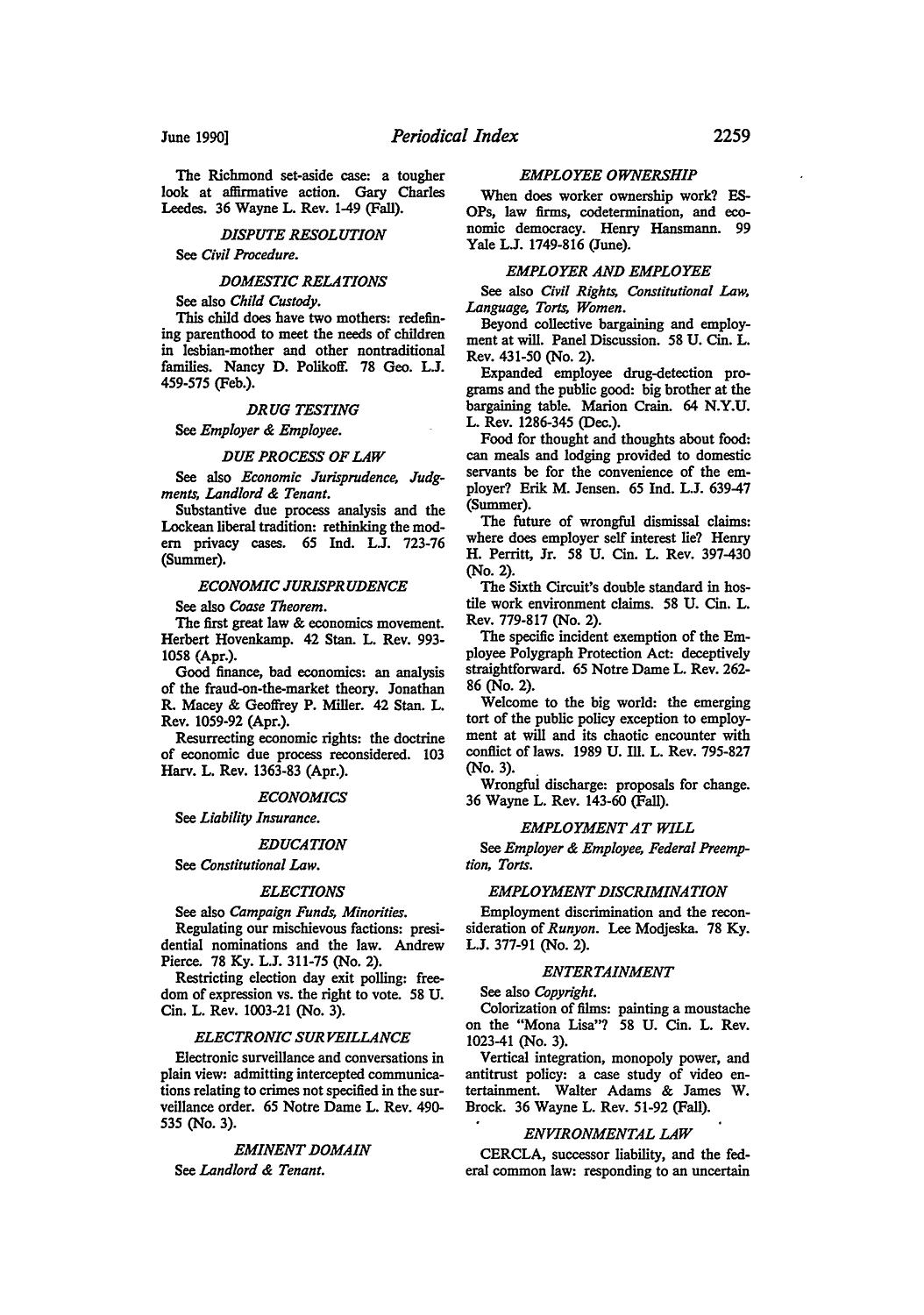The Richmond set-aside case: a tougher look at affirmative action. Gary Charles Leedes. 36 Wayne L. Rev. 1-49 (Fall).

### *DISPUTE RESOLUTION*

See *Civil Procedure.*

### *DOMESTIC RELATIONS*

See also *Child Custody.*

This child does have two mothers: redefining parenthood to meet the needs of children in lesbian-mother and other nontraditional families. Nancy D. Polikoff. 78 Geo. L.J. 459-575 (Feb.).

### *DRUG TESTING*

See *Employer & Employee.*

### *DUE PROCESS OF LAW*

See also *Economic Jurisprudence, Judgments, Landlord & Tenant.*

Substantive due process analysis and the Lockean liberal tradition: rethinking the modern privacy cases. 65 Ind. L.J. 723-76 (Summer).

### *ECONOMIC JURISPRUDENCE*

See also *Coase Theorem.*

The first great law & economics movement. Herbert Hovenkamp. 42 Stan. L. Rev. 993-1058 (Apr.).

Good finance, bad economics: an analysis of the fraud-on-the-market theory. Jonathan R. Macey & Geoffrey P. Miller. 42 Stan. L. Rev. 1059-92 (Apr.).

Resurrecting economic rights: the doctrine of economic due process reconsidered. 103 Harv. L. Rev. 1363-83 (Apr.).

### *ECONOMICS*

See *Liability Insurance.*

### *EDUCATION*

See *Constitutional Law.*

### *ELECTIONS*

See also *Campaign Funds, Minorities.*

Regulating our mischievous factions: presidential nominations and the law. Andrew Pierce. 78 Ky. L.J. 311-75 (No. 2).

Restricting election day exit polling: freedom of expression vs. the right to vote. 58 U. Cin. L. Rev. 1003-21 (No. 3).

### *ELECTRONIC SURVEILLANCE*

Electronic surveillance and conversations in plain view: admitting intercepted communications relating to crimes not specified in the surveillance order. 65 Notre Dame L. Rev. 490-535 (No. 3).

### *EMINENT DOMAIN*

See *Landlord & Tenant.*

### *EMPLOYEE OWNERSHIP*

When does worker ownership work? ESOPs, law firms, codetermination, and economic democracy. Henry Hansmann. 99 Yale L.J. 1749-816 (June).

### *EMPLOYER AND EMPLOYEE*

See also *Civil Rights, Constitutional Law, Language, Torts, Women.*

Beyond collective bargaining and employment at will. Panel Discussion. 58 U. Cin. L. Rev. 431-50 (No. 2).

Expanded employee drug-detection programs and the public good: big brother at the bargaining table. Marion Crain. 64 N.Y.U. L. Rev. 1286-345 (Dec.).

Food for thought and thoughts about food: can meals and lodging provided to domestic servants be for the convenience of the employer? Erik M. Jensen. 65 Ind. L.J. 639-47 (Summer).

The future of wrongful dismissal claims: where does employer self interest lie? Henry H. Perritt, Jr. 58 U. Cin. L. Rev. 397-430 (No. 2).

The Sixth Circuit's double standard in hostile work environment claims. 58 U. Cin. L. Rev. 779-817 (No. 2).

The specific incident exemption of the Employee Polygraph Protection Act: deceptively straightforward. 65 Notre Dame L. Rev. 262-86 (No. 2).

Welcome to the big world: the emerging tort of the public policy exception to employment at will and its chaotic encounter with conflict of laws. 1989 U. Ill. L. Rev. 795-827 (No. 3).

Wrongful discharge: proposals for change. 36 Wayne L. Rev. 143-60 (Fall).

### *EMPLOYMENT AT WILL*

See *Employer & Employee, Federal Preemption, Torts.*

### *EMPLOYMENT DISCRIMINATION*

Employment discrimination and the reconsideration of *Runyon.* Lee Modjeska. 78 Ky. L.J. 377-91 (No. 2).

### *ENTERTAINMENT*

See also *Copyright.*

Colorization of films: painting a moustache on the "Mona Lisa"? 58 U. Cin. L. Rev. 1023-41 (No. 3).

Vertical integration, monopoly power, and antitrust policy: a case study of video entertainment. Walter Adams & James W. Brock. 36 Wayne L. Rev. 51-92 (Fall).

### *ENVIRONMENTAL LAW*

CERCLA, successor liability, and the federal common law: responding to an uncertain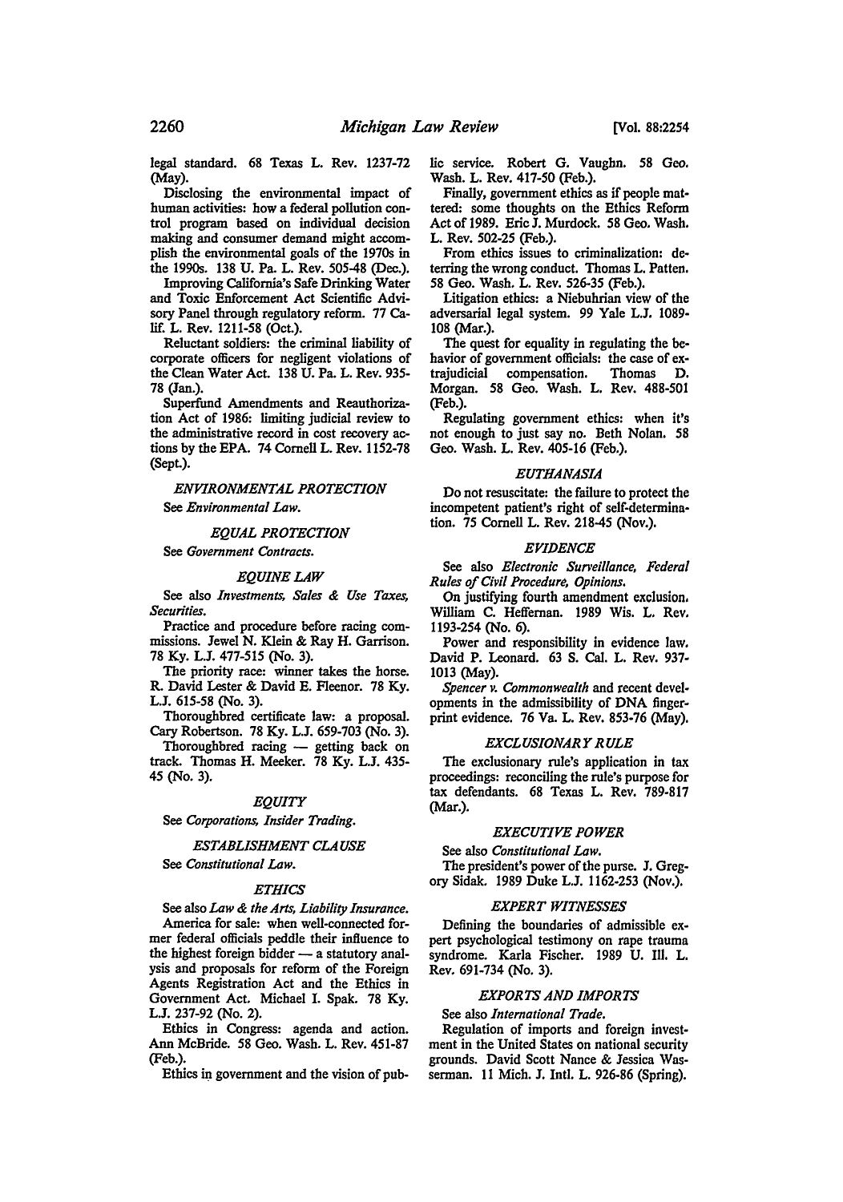legal standard. 68 Texas L. Rev. 1237-72 (May).

Disclosing the environmental impact of human activities: how a federal pollution control program based on individual decision making and consumer demand might accomplish the environmental goals of the 1970s in the 1990s. 138 U. Pa. L. Rev. 505-48 (Dec.).

Improving California's Safe Drinking Water and Toxic Enforcement Act Scientific Advisory Panel through regulatory reform. 77 Calif. L. Rev. 1211-58 (Oct.).

Reluctant soldiers: the criminal liability of corporate officers for negligent violations of the Clean Water Act. 138 U. Pa. L. Rev. 935-78 (Jan.).

Superfund Amendments and Reauthorization Act of 1986: limiting judicial review to the administrative record in cost recovery actions by the EPA. 74 Cornell L. Rev. 1152-78 (Sept.).

### *ENVIRONMENTAL PROTECTION*

See *Environmental Law.*

### *EQUAL PROTECTION*

See *Government Contracts.*

### *EQUINE LAW*

See also *Investments, Sales & Use Taxes, Securities.*

Practice and procedure before racing commissions. Jewel N. Klein & Ray H. Garrison. 78 Ky. L.J. 477-515 (No. 3).

The priority race: winner takes the horse. R. David Lester & David E. Fleenor. 78 Ky. L.J. 615-58 (No. 3).

Thoroughbred certificate law: a proposal. Cary Robertson. 78 Ky. L.J. 659-703 (No. 3).

Thoroughbred racing — getting back on track. Thomas H. Meeker. 78 Ky. L.J. 435-45 (No. 3).

### *EQUITY*

See *Corporations, Insider Trading.*

### *ESTABLISHMENT CLAUSE*

See *Constitutional Law.*

### *ETHICS*

See also *Law & the Arts, Liability Insurance.*

America for sale: when well-connected former federal officials peddle their influence to the highest foreign bidder — a statutory analysis and proposals for reform of the Foreign Agents Registration Act and the Ethics in Government Act. Michael I. Spak. 78 Ky. L.J. 237-92 (No. 2).

Ethics in Congress: agenda and action. Ann McBride. 58 Geo. Wash. L. Rev. 451-87 (Feb.).

Ethics in government and the vision of public service. Robert G. Vaughn. 58 Geo. Wash. L. Rev. 417-50 (Feb.).

Finally, government ethics as if people mattered: some thoughts on the Ethics Reform Act of 1989. Eric J. Murdock. 58 Geo. Wash. L. Rev. 502-25 (Feb.).

From ethics issues to criminalization: deterring the wrong conduct. Thomas L. Patten. 58 Geo. Wash. L. Rev. 526-35 (Feb.).

Litigation ethics: a Niebuhrian view of the adversarial legal system. 99 Yale L.J. 1089-108 (Mar.).

The quest for equality in regulating the behavior of government officials: the case of extrajudicial compensation. Thomas D. Morgan. 58 Geo. Wash. L. Rev. 488-501 (Feb.).

Regulating government ethics: when it's not enough to just say no. Beth Nolan. 58 Geo. Wash. L. Rev. 405-16 (Feb.).

### *EUTHANASIA*

Do not resuscitate: the failure to protect the incompetent patient's right of self-determination. 75 Cornell L. Rev. 218-45 (Nov.).

### *EVIDENCE*

See also *Electronic Surveillance, Federal Rules of Civil Procedure, Opinions.*

On justifying fourth amendment exclusion. William C. Heffernan. 1989 Wis. L. Rev. 1193-254 (No. 6).

Power and responsibility in evidence law. David P. Leonard. 63 S. Cal. L. Rev. 937-1013 (May).

*Spencer v. Commonwealth* and recent developments in the admissibility of DNA fingerprint evidence. 76 Va. L. Rev. 853-76 (May).

### *EXCLUSIONARY RULE*

The exclusionary rule's application in tax proceedings: reconciling the rule's purpose for tax defendants. 68 Texas L. Rev. 789-817 (Mar.).

### *EXECUTIVE POWER*

See also *Constitutional Law.*

The president's power of the purse. J. Gregory Sidak. 1989 Duke L.J. 1162-253 (Nov.).

### *EXPERT WITNESSES*

Defining the boundaries of admissible expert psychological testimony on rape trauma syndrome. Karla Fischer. 1989 U. Ill. L. Rev. 691-734 (No. 3).

### *EXPORTS AND IMPORTS*

See also *International Trade.*

Regulation of imports and foreign investment in the United States on national security grounds. David Scott Nance & Jessica Wasserman. 11 Mich. J. Intl. L. 926-86 (Spring).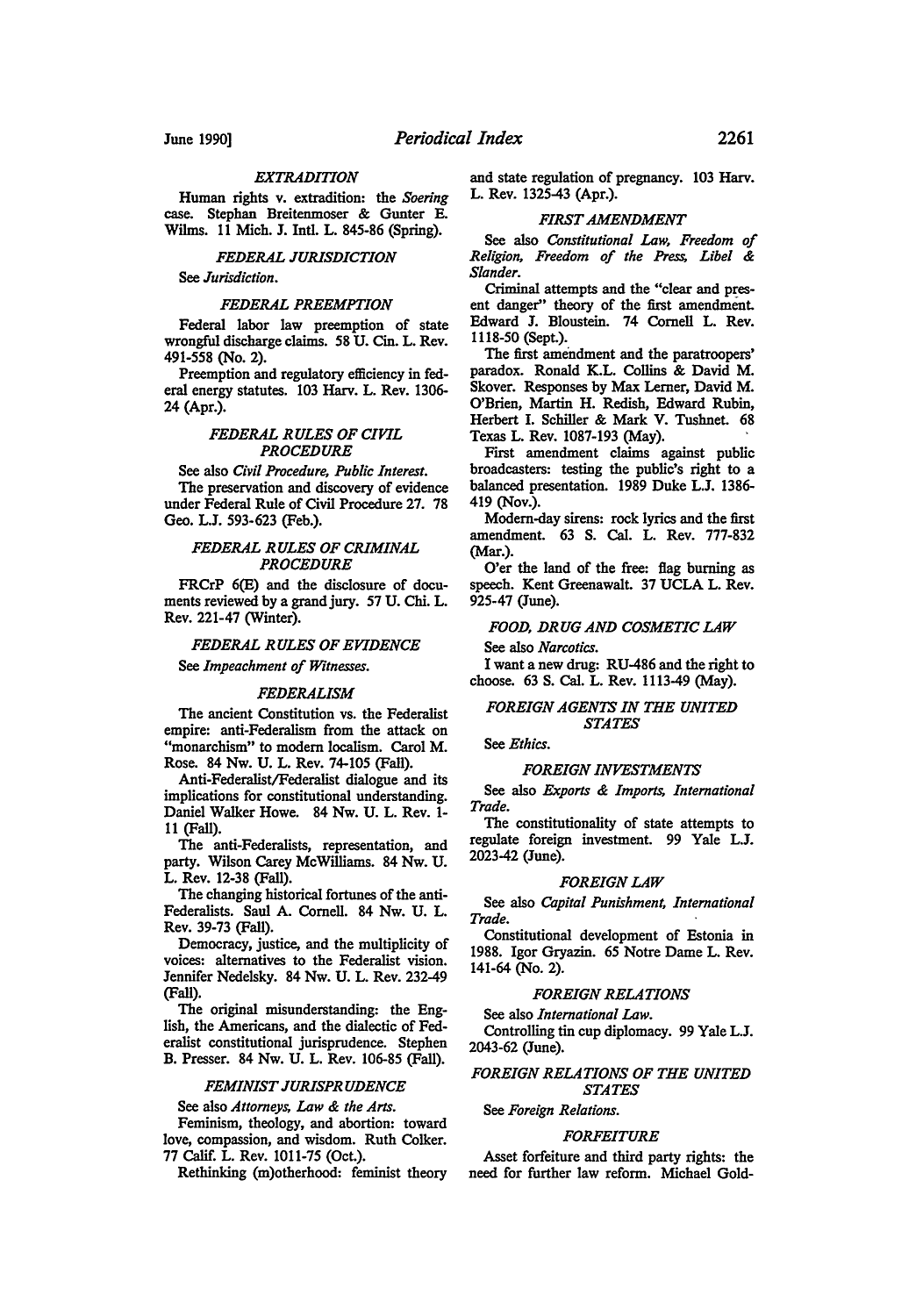### *EXTRADITION*

Human rights v. extradition: the *Soering* case. Stephan Breitenmoser & Gunter E. Wilms. 11 Mich. J. Intl. L. 845-86 (Spring).

### *FEDERAL JURISDICTION*

See *Jurisdiction*.

### *FEDERAL PREEMPTION*

Federal labor law preemption of state wrongful discharge claims. 58 U. Cin. L. Rev. 491-558 (No. 2).

Preemption and regulatory efficiency in federal energy statutes. 103 Harv. L. Rev. 1306-24 (Apr.).

### *FEDERAL RULES OF CIVIL PROCEDURE*

See also *Civil Procedure, Public Interest*.

The preservation and discovery of evidence under Federal Rule of Civil Procedure 27. 78 Geo. L.J. 593-623 (Feb.).

### *FEDERAL RULES OF CRIMINAL PROCEDURE*

FRCrP 6(E) and the disclosure of documents reviewed by a grand jury. 57 U. Chi. L. Rev. 221-47 (Winter).

### *FEDERAL RULES OF EVIDENCE*

See *Impeachment of Witnesses*.

### *FEDERALISM*

The ancient Constitution vs. the Federalist empire: anti-Federalism from the attack on "monarchism" to modern localism. Carol M. Rose. 84 Nw. U. L. Rev. 74-105 (Fall).

Anti-Federalist/Federalist dialogue and its implications for constitutional understanding. Daniel Walker Howe. 84 Nw. U. L. Rev. 1-11 (Fall).

The anti-Federalists, representation, and party. Wilson Carey McWilliams. 84 Nw. U. L. Rev. 12-38 (Fall).

The changing historical fortunes of the anti-Federalists. Saul A. Cornell. 84 Nw. U. L. Rev. 39-73 (Fall).

Democracy, justice, and the multiplicity of voices: alternatives to the Federalist vision. Jennifer Nedelsky. 84 Nw. U. L. Rev. 232-49 (Fall).

The original misunderstanding: the English, the Americans, and the dialectic of Federalist constitutional jurisprudence. Stephen B. Presser. 84 Nw. U. L. Rev. 106-85 (Fall).

### *FEMINIST JURISPRUDENCE*

See also *Attorneys, Law & the Arts*.

Feminism, theology, and abortion: toward love, compassion, and wisdom. Ruth Colker. 77 Calif. L. Rev. 1011-75 (Oct.).

Rethinking (m)otherhood: feminist theory and state regulation of pregnancy. 103 Harv. L. Rev. 1325-43 (Apr.).

### *FIRST AMENDMENT*

See also *Constitutional Law, Freedom of Religion, Freedom of the Press, Libel & Slander*.

Criminal attempts and the "clear and present danger" theory of the first amendment. Edward J. Bloustein. 74 Cornell L. Rev. 1118-50 (Sept.).

The first amendment and the paratroopers' paradox. Ronald K.L. Collins & David M. Skover. Responses by Max Lerner, David M. O'Brien, Martin H. Redish, Edward Rubin, Herbert I. Schiller & Mark V. Tushnet. 68 Texas L. Rev. 1087-193 (May).

First amendment claims against public broadcasters: testing the public's right to a balanced presentation. 1989 Duke L.J. 1386-419 (Nov.).

Modern-day sirens: rock lyrics and the first amendment. 63 S. Cal. L. Rev. 777-832 (Mar.).

O'er the land of the free: flag burning as speech. Kent Greenawalt. 37 UCLA L. Rev. 925-47 (June).

### *FOOD, DRUG AND COSMETIC LAW*

See also *Narcotics*.

I want a new drug: RU-486 and the right to choose. 63 S. Cal. L. Rev. 1113-49 (May).

### *FOREIGN AGENTS IN THE UNITED STATES*

See *Ethics*.

### *FOREIGN INVESTMENTS*

See also *Exports & Imports, International Trade*.

The constitutionality of state attempts to regulate foreign investment. 99 Yale L.J. 2023-42 (June).

### *FOREIGN LAW*

See also *Capital Punishment, International Trade*.

Constitutional development of Estonia in 1988. Igor Gryazin. 65 Notre Dame L. Rev. 141-64 (No. 2).

### *FOREIGN RELATIONS*

See also *International Law*.

Controlling tin cup diplomacy. 99 Yale L.J. 2043-62 (June).

### *FOREIGN RELATIONS OF THE UNITED STATES*

See *Foreign Relations*.

### *FORFEITURE*

Asset forfeiture and third party rights: the need for further law reform. Michael Gold-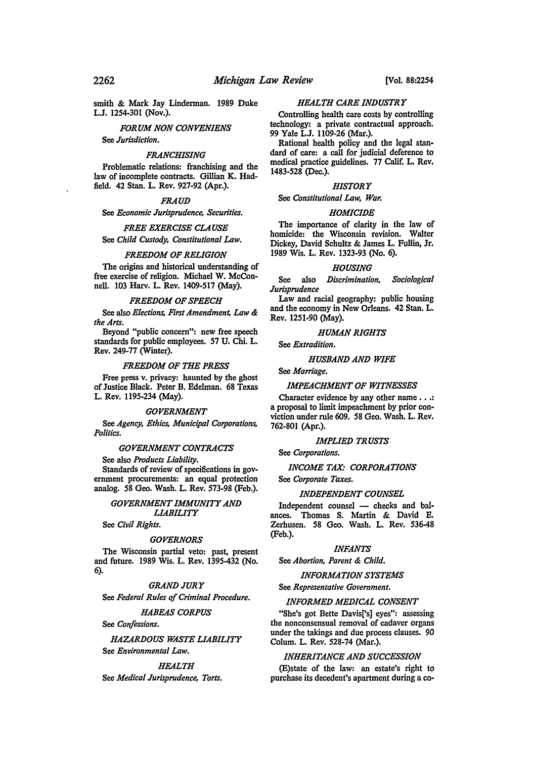smith & Mark Jay Linderman. 1989 Duke L.J. 1254-301 (Nov.).

*FORUM NON CONVENIENS*

See *Jurisdiction.*

*FRANCHISING*

Problematic relations: franchising and the law of incomplete contracts. Gillian K. Hadfield. 42 Stan. L. Rev. 927-92 (Apr.).

*FRAUD*

See *Economic Jurisprudence, Securities.*

*FREE EXERCISE CLAUSE*

See *Child Custody, Constitutional Law.*

*FREEDOM OF RELIGION*

The origins and historical understanding of free exercise of religion. Michael W. McConnell. 103 Harv. L. Rev. 1409-517 (May).

*FREEDOM OF SPEECH*

See also *Elections, First Amendment, Law & the Arts.*

Beyond "public concern": new free speech standards for public employees. 57 U. Chi. L. Rev. 249-77 (Winter).

*FREEDOM OF THE PRESS*

Free press v. privacy: haunted by the ghost of Justice Black. Peter B. Edelman. 68 Texas L. Rev. 1195-234 (May).

*GOVERNMENT*

See *Agency, Ethics, Municipal Corporations, Politics.*

*GOVERNMENT CONTRACTS*

See also *Products Liability.*

Standards of review of specifications in government procurements: an equal protection analog. 58 Geo. Wash. L. Rev. 573-98 (Feb.).

*GOVERNMENT IMMUNITY AND LIABILITY*

See *Civil Rights.*

*GOVERNORS*

The Wisconsin partial veto: past, present and future. 1989 Wis. L. Rev. 1395-432 (No. 6).

*GRAND JURY*

See *Federal Rules of Criminal Procedure.*

*HABEAS CORPUS*

See *Confessions.*

*HAZARDOUS WASTE LIABILITY*

See *Environmental Law.*

*HEALTH*

See *Medical Jurisprudence, Torts.*

*HEALTH CARE INDUSTRY*

Controlling health care costs by controlling technology: a private contractual approach. 99 Yale L.J. 1109-26 (Mar.).

Rational health policy and the legal standard of care: a call for judicial deference to medical practice guidelines. 77 Calif. L. Rev. 1483-528 (Dec.).

*HISTORY*

See *Constitutional Law, War.*

*HOMICIDE*

The importance of clarity in the law of homicide: the Wisconsin revision. Walter Dickey, David Schultz & James L. Fullin, Jr. 1989 Wis. L. Rev. 1323-93 (No. 6).

*HOUSING*

See also *Discrimination, Sociological Jurisprudence*

Law and racial geography: public housing and the economy in New Orleans. 42 Stan. L. Rev. 1251-90 (May).

*HUMAN RIGHTS*

See *Extradition.*

*HUSBAND AND WIFE*

See *Marriage.*

*IMPEACHMENT OF WITNESSES*

Character evidence by any other name . . .: a proposal to limit impeachment by prior conviction under rule 609. 58 Geo. Wash. L. Rev. 762-801 (Apr.).

*IMPLIED TRUSTS*

See *Corporations.*

*INCOME TAX: CORPORATIONS*

See *Corporate Taxes.*

*INDEPENDENT COUNSEL*

Independent counsel — checks and balances. Thomas S. Martin & David E. Zerhusen. 58 Geo. Wash. L. Rev. 536-48 (Feb.).

*INFANTS*

See *Abortion, Parent & Child.*

*INFORMATION SYSTEMS*

See *Representative Government.*

*INFORMED MEDICAL CONSENT*

"She's got Bette Davis['s] eyes": assessing the nonconsensual removal of cadaver organs under the takings and due process clauses. 90 Colum. L. Rev. 528-74 (Mar.).

*INHERITANCE AND SUCCESSION*

(E)state of the law: an estate's right to purchase its decedent's apartment during a co-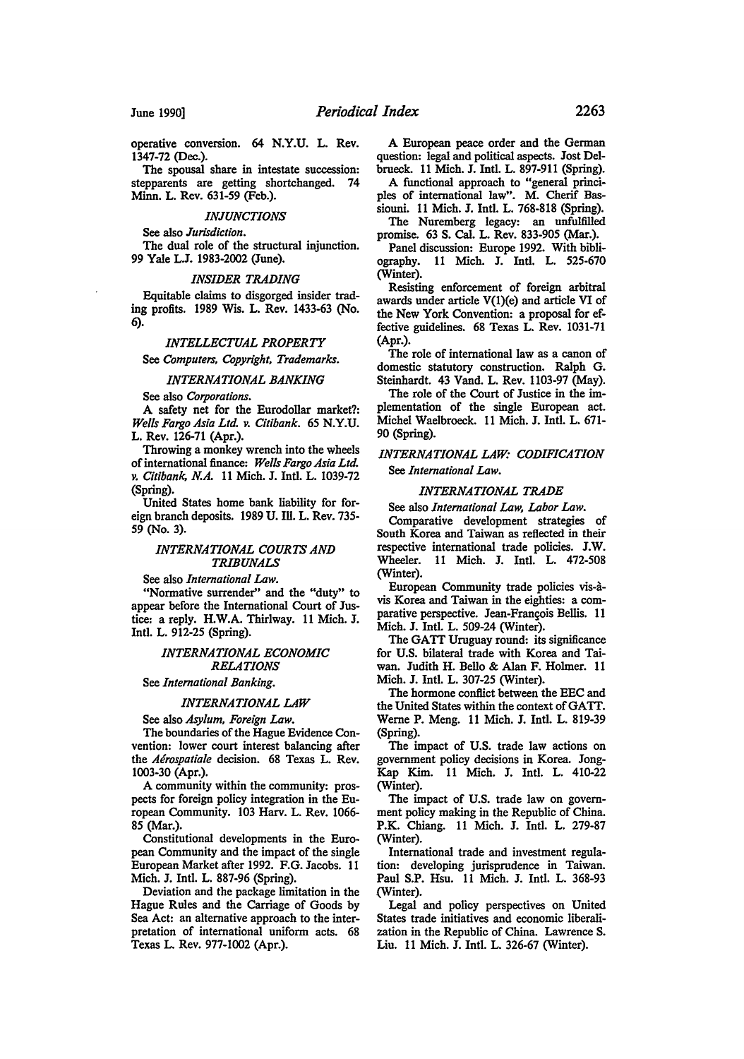operative conversion. 64 N.Y.U. L. Rev. 1347-72 (Dec.).

The spousal share in intestate succession: stepparents are getting shortchanged. 74 Minn. L. Rev. 631-59 (Feb.).

### *INJUNCTIONS*

See also *Jurisdiction*.

The dual role of the structural injunction. 99 Yale L.J. 1983-2002 (June).

### *INSIDER TRADING*

Equitable claims to disgorged insider trading profits. 1989 Wis. L. Rev. 1433-63 (No. 6).

### *INTELLECTUAL PROPERTY*

See *Computers, Copyright, Trademarks*.

### *INTERNATIONAL BANKING*

See also *Corporations*.

A safety net for the Eurodollar market?: *Wells Fargo Asia Ltd. v. Citibank*. 65 N.Y.U. L. Rev. 126-71 (Apr.).

Throwing a monkey wrench into the wheels of international finance: *Wells Fargo Asia Ltd. v. Citibank, N.A.* 11 Mich. J. Intl. L. 1039-72 (Spring).

United States home bank liability for foreign branch deposits. 1989 U. Ill. L. Rev. 735-59 (No. 3).

### *INTERNATIONAL COURTS AND TRIBUNALS*

See also *International Law*.

"Normative surrender" and the "duty" to appear before the International Court of Justice: a reply. H.W.A. Thirlway. 11 Mich. J. Intl. L. 912-25 (Spring).

### *INTERNATIONAL ECONOMIC RELATIONS*

See *International Banking*.

### *INTERNATIONAL LAW*

See also *Asylum, Foreign Law*.

The boundaries of the Hague Evidence Convention: lower court interest balancing after the *Aérospatiale* decision. 68 Texas L. Rev. 1003-30 (Apr.).

A community within the community: prospects for foreign policy integration in the European Community. 103 Harv. L. Rev. 1066-85 (Mar.).

Constitutional developments in the European Community and the impact of the single European Market after 1992. F.G. Jacobs. 11 Mich. J. Intl. L. 887-96 (Spring).

Deviation and the package limitation in the Hague Rules and the Carriage of Goods by Sea Act: an alternative approach to the interpretation of international uniform acts. 68 Texas L. Rev. 977-1002 (Apr.).

A European peace order and the German question: legal and political aspects. Jost Delbrueck. 11 Mich. J. Intl. L. 897-911 (Spring).

A functional approach to "general principles of international law". M. Cherif Bassiouni. 11 Mich. J. Intl. L. 768-818 (Spring).

The Nuremberg legacy: an unfulfilled promise. 63 S. Cal. L. Rev. 833-905 (Mar.).

Panel discussion: Europe 1992. With bibliography. 11 Mich. J. Intl. L. 525-670 (Winter).

Resisting enforcement of foreign arbitral awards under article V(1)(e) and article VI of the New York Convention: a proposal for effective guidelines. 68 Texas L. Rev. 1031-71 (Apr.).

The role of international law as a canon of domestic statutory construction. Ralph G. Steinhardt. 43 Vand. L. Rev. 1103-97 (May).

The role of the Court of Justice in the implementation of the single European act. Michel Waelbroeck. 11 Mich. J. Intl. L. 671-90 (Spring).

### *INTERNATIONAL LAW: CODIFICATION*

See *International Law*.

### *INTERNATIONAL TRADE*

See also *International Law, Labor Law*.

Comparative development strategies of South Korea and Taiwan as reflected in their respective international trade policies. J.W. Wheeler. 11 Mich. J. Intl. L. 472-508 (Winter).

European Community trade policies vis-à-vis Korea and Taiwan in the eighties: a comparative perspective. Jean-François Bellis. 11 Mich. J. Intl. L. 509-24 (Winter).

The GATT Uruguay round: its significance for U.S. bilateral trade with Korea and Taiwan. Judith H. Bello & Alan F. Holmer. 11 Mich. J. Intl. L. 307-25 (Winter).

The hormone conflict between the EEC and the United States within the context of GATT. Werne P. Meng. 11 Mich. J. Intl. L. 819-39 (Spring).

The impact of U.S. trade law actions on government policy decisions in Korea. Jong-Kap Kim. 11 Mich. J. Intl. L. 410-22 (Winter).

The impact of U.S. trade law on government policy making in the Republic of China. P.K. Chiang. 11 Mich. J. Intl. L. 279-87 (Winter).

International trade and investment regulation: developing jurisprudence in Taiwan. Paul S.P. Hsu. 11 Mich. J. Intl. L. 368-93 (Winter).

Legal and policy perspectives on United States trade initiatives and economic liberalization in the Republic of China. Lawrence S. Liu. 11 Mich. J. Intl. L. 326-67 (Winter).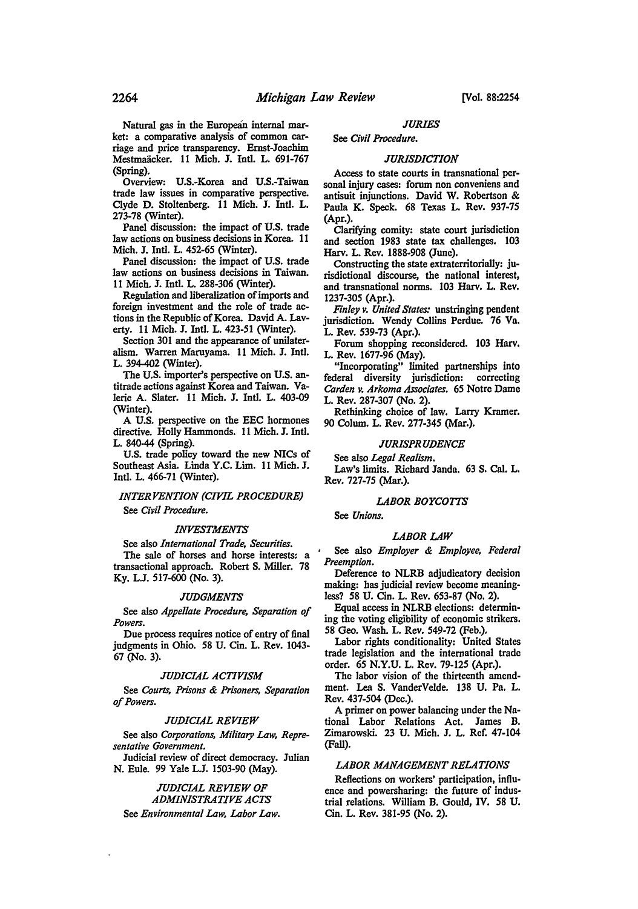Natural gas in the European internal market: a comparative analysis of common carriage and price transparency. Ernst-Joachim Mestmaäcker. 11 Mich. J. Intl. L. 691-767 (Spring).

Overview: U.S.-Korea and U.S.-Taiwan trade law issues in comparative perspective. Clyde D. Stoltenberg. 11 Mich. J. Intl. L. 273-78 (Winter).

Panel discussion: the impact of U.S. trade law actions on business decisions in Korea. 11 Mich. J. Intl. L. 452-65 (Winter).

Panel discussion: the impact of U.S. trade law actions on business decisions in Taiwan. 11 Mich. J. Intl. L. 288-306 (Winter).

Regulation and liberalization of imports and foreign investment and the role of trade actions in the Republic of Korea. David A. Laverty. 11 Mich. J. Intl. L. 423-51 (Winter).

Section 301 and the appearance of unilateralism. Warren Maruyama. 11 Mich. J. Intl. L. 394-402 (Winter).

The U.S. importer's perspective on U.S. antitrade actions against Korea and Taiwan. Valerie A. Slater. 11 Mich. J. Intl. L. 403-09 (Winter).

A U.S. perspective on the EEC hormones directive. Holly Hammonds. 11 Mich. J. Intl. L. 840-44 (Spring).

U.S. trade policy toward the new NICs of Southeast Asia. Linda Y.C. Lim. 11 Mich. J. Intl. L. 466-71 (Winter).

### *INTERVENTION (CIVIL PROCEDURE)*

See *Civil Procedure*.

### *INVESTMENTS*

See also *International Trade, Securities*.

The sale of horses and horse interests: a transactional approach. Robert S. Miller. 78 Ky. L.J. 517-600 (No. 3).

### *JUDGMENTS*

See also *Appellate Procedure, Separation of Powers*.

Due process requires notice of entry of final judgments in Ohio. 58 U. Cin. L. Rev. 1043-67 (No. 3).

### *JUDICIAL ACTIVISM*

See *Courts, Prisons & Prisoners, Separation of Powers*.

### *JUDICIAL REVIEW*

See also *Corporations, Military Law, Representative Government*.

Judicial review of direct democracy. Julian N. Eule. 99 Yale L.J. 1503-90 (May).

### *JUDICIAL REVIEW OF ADMINISTRATIVE ACTS*

See *Environmental Law, Labor Law*.

### *JURIES*

See *Civil Procedure*.

### *JURISDICTION*

Access to state courts in transnational personal injury cases: forum non conveniens and antisuit injunctions. David W. Robertson & Paula K. Speck. 68 Texas L. Rev. 937-75 (Apr.).

Clarifying comity: state court jurisdiction and section 1983 state tax challenges. 103 Harv. L. Rev. 1888-908 (June).

Constructing the state extraterritorially: jurisdictional discourse, the national interest, and transnational norms. 103 Harv. L. Rev. 1237-305 (Apr.).

*Finley v. United States:* unstringing pendent jurisdiction. Wendy Collins Perdue. 76 Va. L. Rev. 539-73 (Apr.).

Forum shopping reconsidered. 103 Harv. L. Rev. 1677-96 (May).

"Incorporating" limited partnerships into federal diversity jurisdiction: correcting *Carden v. Arkoma Associates*. 65 Notre Dame L. Rev. 287-307 (No. 2).

Rethinking choice of law. Larry Kramer. 90 Colum. L. Rev. 277-345 (Mar.).

### *JURISPRUDENCE*

See also *Legal Realism*.

Law's limits. Richard Janda. 63 S. Cal. L. Rev. 727-75 (Mar.).

### *LABOR BOYCOTTS*

See *Unions*.

### *LABOR LAW*

See also *Employer & Employee, Federal Preemption*.

Deference to NLRB adjudicatory decision making: has judicial review become meaningless? 58 U. Cin. L. Rev. 653-87 (No. 2).

Equal access in NLRB elections: determining the voting eligibility of economic strikers. 58 Geo. Wash. L. Rev. 549-72 (Feb.).

Labor rights conditionality: United States trade legislation and the international trade order. 65 N.Y.U. L. Rev. 79-125 (Apr.).

The labor vision of the thirteenth amendment. Lea S. VanderVelde. 138 U. Pa. L. Rev. 437-504 (Dec.).

A primer on power balancing under the National Labor Relations Act. James B. Zimarowski. 23 U. Mich. J. L. Ref. 47-104 (Fall).

### *LABOR MANAGEMENT RELATIONS*

Reflections on workers' participation, influence and powersharing: the future of industrial relations. William B. Gould, IV. 58 U. Cin. L. Rev. 381-95 (No. 2).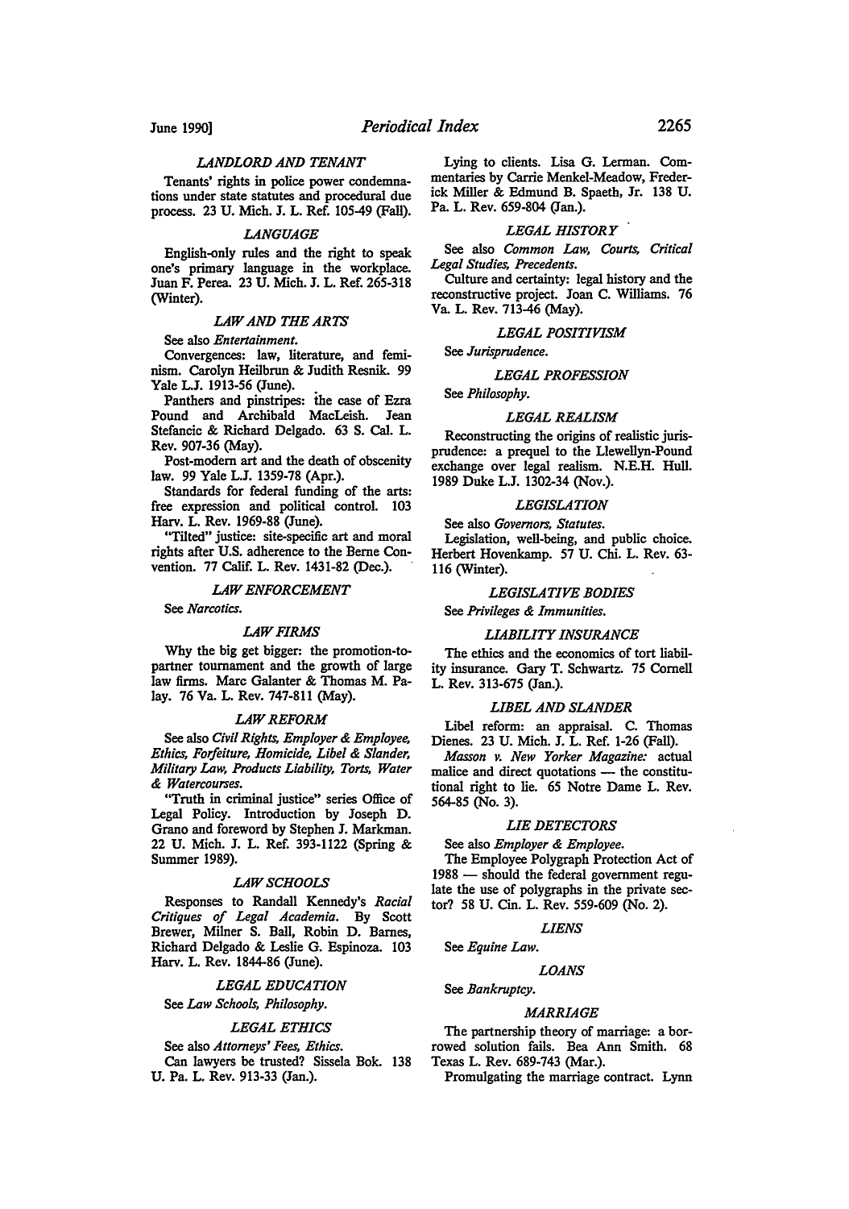### *LANDLORD AND TENANT*

Tenants' rights in police power condemnations under state statutes and procedural due process. 23 U. Mich. J. L. Ref. 105-49 (Fall).

### *LANGUAGE*

English-only rules and the right to speak one's primary language in the workplace. Juan F. Perea. 23 U. Mich. J. L. Ref. 265-318 (Winter).

### *LAW AND THE ARTS*

See also *Entertainment.*

Convergences: law, literature, and feminism. Carolyn Heilbrun & Judith Resnik. 99 Yale L.J. 1913-56 (June).

Panthers and pinstripes: the case of Ezra Pound and Archibald MacLeish. Jean Stefancic & Richard Delgado. 63 S. Cal. L. Rev. 907-36 (May).

Post-modern art and the death of obscenity law. 99 Yale L.J. 1359-78 (Apr.).

Standards for federal funding of the arts: free expression and political control. 103 Harv. L. Rev. 1969-88 (June).

"Tilted" justice: site-specific art and moral rights after U.S. adherence to the Berne Convention. 77 Calif. L. Rev. 1431-82 (Dec.).

### *LAW ENFORCEMENT*

See *Narcotics.*

### *LAW FIRMS*

Why the big get bigger: the promotion-to-partner tournament and the growth of large law firms. Marc Galanter & Thomas M. Palay. 76 Va. L. Rev. 747-811 (May).

### *LAW REFORM*

See also *Civil Rights, Employer & Employee, Ethics, Forfeiture, Homicide, Libel & Slander, Military Law, Products Liability, Torts, Water & Watercourses.*

"Truth in criminal justice" series Office of Legal Policy. Introduction by Joseph D. Grano and foreword by Stephen J. Markman. 22 U. Mich. J. L. Ref. 393-1122 (Spring & Summer 1989).

### *LAW SCHOOLS*

Responses to Randall Kennedy's *Racial Critiques of Legal Academia.* By Scott Brewer, Milner S. Ball, Robin D. Barnes, Richard Delgado & Leslie G. Espinoza. 103 Harv. L. Rev. 1844-86 (June).

### *LEGAL EDUCATION*

See *Law Schools, Philosophy.*

### *LEGAL ETHICS*

See also *Attorneys' Fees, Ethics.*

Can lawyers be trusted? Sissela Bok. 138 U. Pa. L. Rev. 913-33 (Jan.).

Lying to clients. Lisa G. Lerman. Commentaries by Carrie Menkel-Meadow, Frederick Miller & Edmund B. Spaeth, Jr. 138 U. Pa. L. Rev. 659-804 (Jan.).

### *LEGAL HISTORY*

See also *Common Law, Courts, Critical Legal Studies, Precedents.*

Culture and certainty: legal history and the reconstructive project. Joan C. Williams. 76 Va. L. Rev. 713-46 (May).

### *LEGAL POSITIVISM*

See *Jurisprudence.*

### *LEGAL PROFESSION*

See *Philosophy.*

### *LEGAL REALISM*

Reconstructing the origins of realistic jurisprudence: a prequel to the Llewellyn-Pound exchange over legal realism. N.E.H. Hull. 1989 Duke L.J. 1302-34 (Nov.).

### *LEGISLATION*

See also *Governors, Statutes.*

Legislation, well-being, and public choice. Herbert Hovenkamp. 57 U. Chi. L. Rev. 63-116 (Winter).

### *LEGISLATIVE BODIES*

See *Privileges & Immunities.*

### *LIABILITY INSURANCE*

The ethics and the economics of tort liability insurance. Gary T. Schwartz. 75 Cornell L. Rev. 313-675 (Jan.).

### *LIBEL AND SLANDER*

Libel reform: an appraisal. C. Thomas Dienes. 23 U. Mich. J. L. Ref. 1-26 (Fall).

*Masson v. New Yorker Magazine:* actual malice and direct quotations — the constitutional right to lie. 65 Notre Dame L. Rev. 564-85 (No. 3).

### *LIE DETECTORS*

See also *Employer & Employee.*

The Employee Polygraph Protection Act of 1988 — should the federal government regulate the use of polygraphs in the private sector? 58 U. Cin. L. Rev. 559-609 (No. 2).

### *LIENS*

See *Equine Law.*

### *LOANS*

See *Bankruptcy.*

### *MARRIAGE*

The partnership theory of marriage: a borrowed solution fails. Bea Ann Smith. 68 Texas L. Rev. 689-743 (Mar.).

Promulgating the marriage contract. Lynn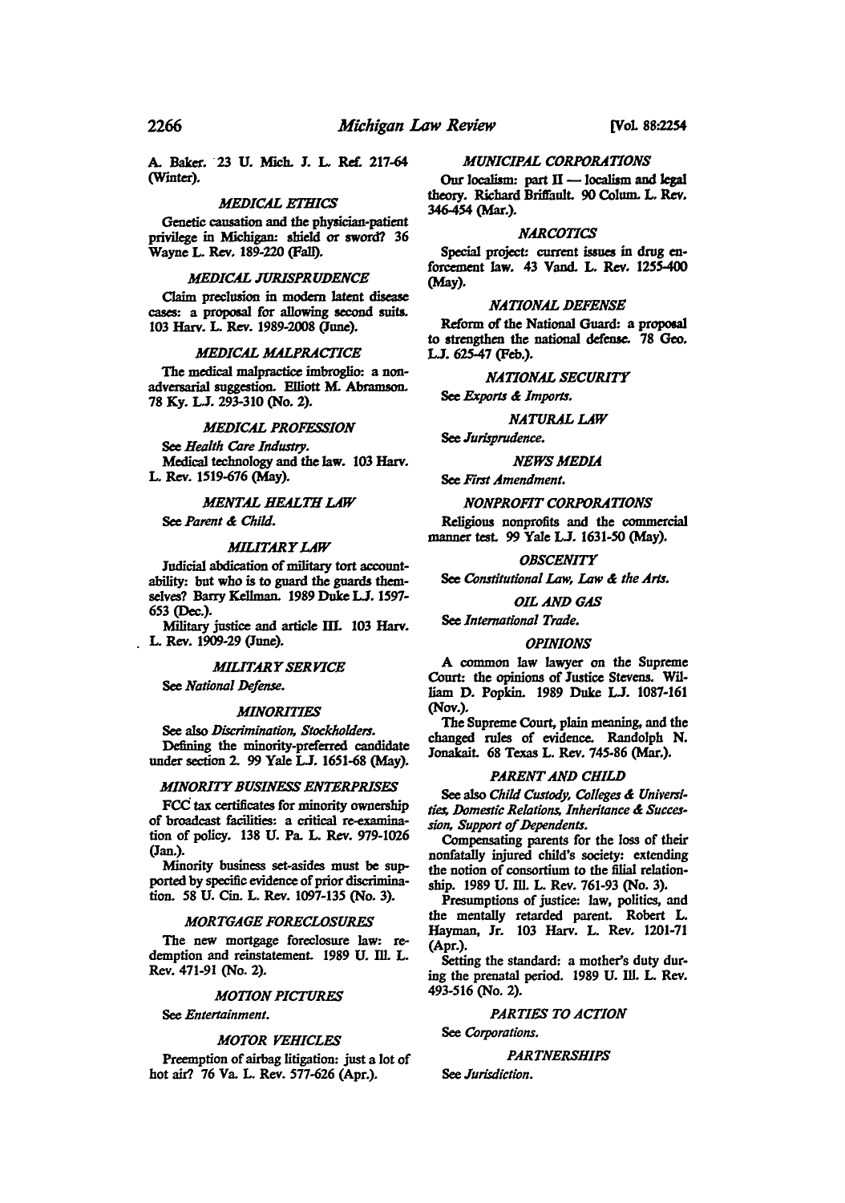A. Baker. 23 U. Mich. J. L. Ref. 217-64 (Winter).

### MEDICAL ETHICS

Genetic causation and the physician-patient privilege in Michigan: shield or sword? 36 Wayne L. Rev. 189-220 (Fall).

### MEDICAL JURISPRUDENCE

Claim preclusion in modern latent disease cases: a proposal for allowing second suits. 103 Harv. L. Rev. 1989-2008 (June).

### MEDICAL MALPRACTICE

The medical malpractice imbroglio: a non-adversarial suggestion. Elliott M. Abramson. 78 Ky. L.J. 293-310 (No. 2).

### MEDICAL PROFESSION

See *Health Care Industry.*

Medical technology and the law. 103 Harv. L. Rev. 1519-676 (May).

### MENTAL HEALTH LAW

See *Parent & Child.*

### MILITARY LAW

Judicial abdication of military tort accountability: but who is to guard the guards themselves? Barry Kellman. 1989 Duke L.J. 1597-653 (Dec.).

Military justice and article III. 103 Harv. L. Rev. 1909-29 (June).

### MILITARY SERVICE

See *National Defense.*

### MINORITIES

See also *Discrimination, Stockholders.*

Defining the minority-preferred candidate under section 2. 99 Yale L.J. 1651-68 (May).

### MINORITY BUSINESS ENTERPRISES

FCC tax certificates for minority ownership of broadcast facilities: a critical re-examination of policy. 138 U. Pa. L. Rev. 979-1026 (Jan.).

Minority business set-asides must be supported by specific evidence of prior discrimination. 58 U. Cin. L. Rev. 1097-135 (No. 3).

### MORTGAGE FORECLOSURES

The new mortgage foreclosure law: redemption and reinstatement. 1989 U. Ill. L. Rev. 471-91 (No. 2).

### MOTION PICTURES

See *Entertainment.*

### MOTOR VEHICLES

Preemption of airbag litigation: just a lot of hot air? 76 Va. L. Rev. 577-626 (Apr.).

### MUNICIPAL CORPORATIONS

Our localism: part II — localism and legal theory. Richard Briffault. 90 Colum. L. Rev. 346-454 (Mar.).

### NARCOTICS

Special project: current issues in drug enforcement law. 43 Vand. L. Rev. 1255-400 (May).

### NATIONAL DEFENSE

Reform of the National Guard: a proposal to strengthen the national defense. 78 Geo. L.J. 625-47 (Feb.).

### NATIONAL SECURITY

See *Exports & Imports.*

### NATURAL LAW

See *Jurisprudence.*

### NEWS MEDIA

See *First Amendment.*

### NONPROFIT CORPORATIONS

Religious nonprofits and the commercial manner test. 99 Yale L.J. 1631-50 (May).

### OBSCENITY

See *Constitutional Law, Law & the Arts.*

### OIL AND GAS

See *International Trade.*

### OPINIONS

A common law lawyer on the Supreme Court: the opinions of Justice Stevens. William D. Popkin. 1989 Duke L.J. 1087-161 (Nov.).

The Supreme Court, plain meaning, and the changed rules of evidence. Randolph N. Jonakait. 68 Texas L. Rev. 745-86 (Mar.).

### PARENT AND CHILD

See also *Child Custody, Colleges & Universities, Domestic Relations, Inheritance & Succession, Support of Dependents.*

Compensating parents for the loss of their nonfatally injured child's society: extending the notion of consortium to the filial relationship. 1989 U. Ill. L. Rev. 761-93 (No. 3).

Presumptions of justice: law, politics, and the mentally retarded parent. Robert L. Hayman, Jr. 103 Harv. L. Rev. 1201-71 (Apr.).

Setting the standard: a mother's duty during the prenatal period. 1989 U. Ill. L. Rev. 493-516 (No. 2).

### PARTIES TO ACTION

See *Corporations.*

### PARTNERSHIPS

See *Jurisdiction.*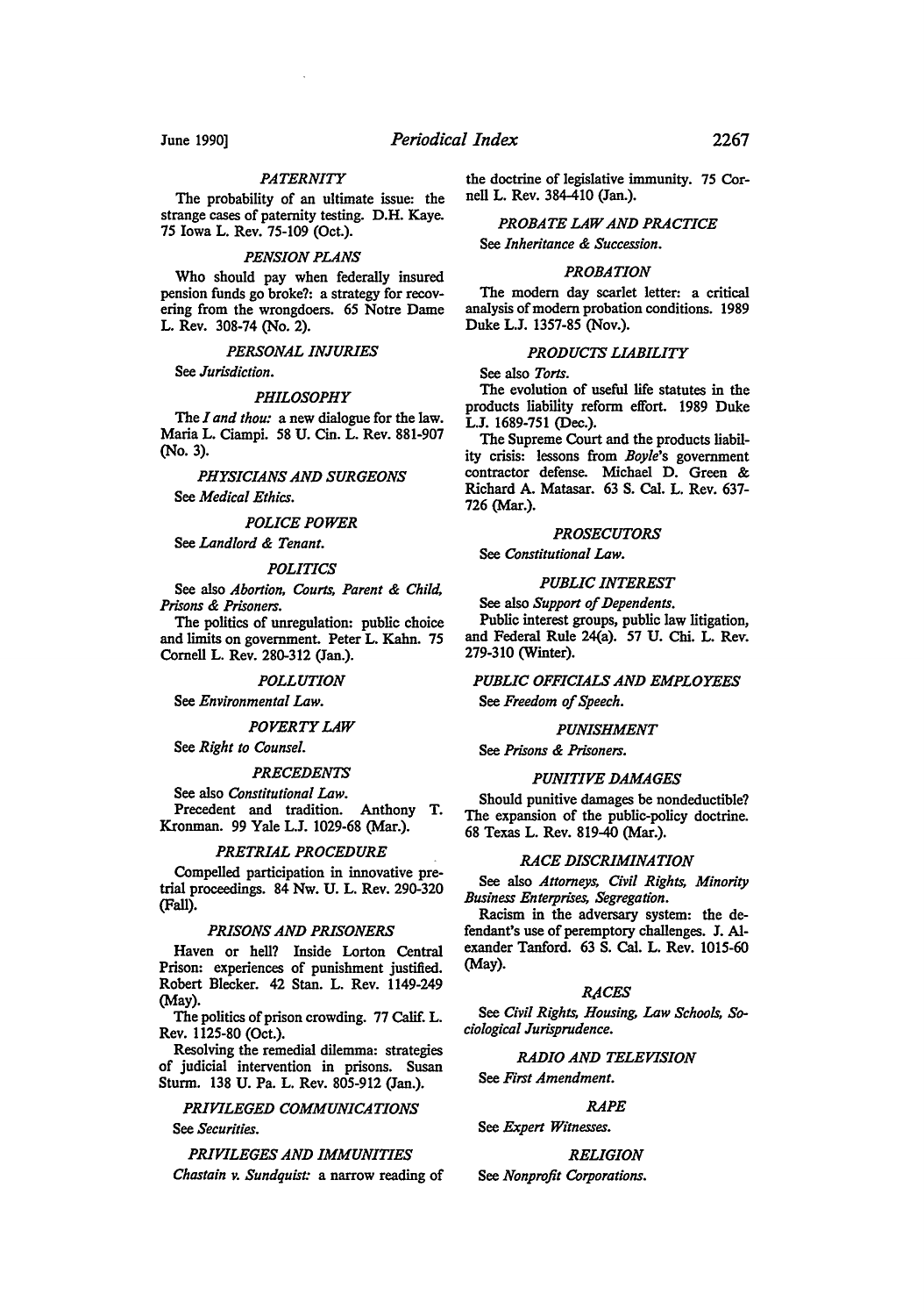### *PATERNITY*

The probability of an ultimate issue: the strange cases of paternity testing. D.H. Kaye. 75 Iowa L. Rev. 75-109 (Oct.).

### *PENSION PLANS*

Who should pay when federally insured pension funds go broke?: a strategy for recovering from the wrongdoers. 65 Notre Dame L. Rev. 308-74 (No. 2).

### *PERSONAL INJURIES*

See *Jurisdiction.*

### *PHILOSOPHY*

The *I and thou:* a new dialogue for the law. Maria L. Ciampi. 58 U. Cin. L. Rev. 881-907 (No. 3).

### *PHYSICIANS AND SURGEONS*

See *Medical Ethics.*

### *POLICE POWER*

See *Landlord & Tenant.*

### *POLITICS*

See also *Abortion, Courts, Parent & Child, Prisons & Prisoners.*

The politics of unregulation: public choice and limits on government. Peter L. Kahn. 75 Cornell L. Rev. 280-312 (Jan.).

### *POLLUTION*

See *Environmental Law.*

### *POVERTY LAW*

See *Right to Counsel.*

### *PRECEDENTS*

See also *Constitutional Law.*

Precedent and tradition. Anthony T. Kronman. 99 Yale L.J. 1029-68 (Mar.).

### *PRETRIAL PROCEDURE*

Compelled participation in innovative pretrial proceedings. 84 Nw. U. L. Rev. 290-320 (Fall).

### *PRISONS AND PRISONERS*

Haven or hell? Inside Lorton Central Prison: experiences of punishment justified. Robert Blecker. 42 Stan. L. Rev. 1149-249 (May).

The politics of prison crowding. 77 Calif. L. Rev. 1125-80 (Oct.).

Resolving the remedial dilemma: strategies of judicial intervention in prisons. Susan Sturm. 138 U. Pa. L. Rev. 805-912 (Jan.).

### *PRIVILEGED COMMUNICATIONS*

See *Securities.*

### *PRIVILEGES AND IMMUNITIES*

*Chastain v. Sundquist:* a narrow reading of the doctrine of legislative immunity. 75 Cornell L. Rev. 384-410 (Jan.).

### *PROBATE LAW AND PRACTICE*

See *Inheritance & Succession.*

### *PROBATION*

The modern day scarlet letter: a critical analysis of modern probation conditions. 1989 Duke L.J. 1357-85 (Nov.).

### *PRODUCTS LIABILITY*

See also *Torts.*

The evolution of useful life statutes in the products liability reform effort. 1989 Duke L.J. 1689-751 (Dec.).

The Supreme Court and the products liability crisis: lessons from *Boyle's* government contractor defense. Michael D. Green & Richard A. Matasar. 63 S. Cal. L. Rev. 637-726 (Mar.).

### *PROSECUTORS*

See *Constitutional Law.*

### *PUBLIC INTEREST*

See also *Support of Dependents.*

Public interest groups, public law litigation, and Federal Rule 24(a). 57 U. Chi. L. Rev. 279-310 (Winter).

### *PUBLIC OFFICIALS AND EMPLOYEES*

See *Freedom of Speech.*

### *PUNISHMENT*

See *Prisons & Prisoners.*

### *PUNITIVE DAMAGES*

Should punitive damages be nondeductible? The expansion of the public-policy doctrine. 68 Texas L. Rev. 819-40 (Mar.).

### *RACE DISCRIMINATION*

See also *Attorneys, Civil Rights, Minority Business Enterprises, Segregation.*

Racism in the adversary system: the defendant's use of peremptory challenges. J. Alexander Tanford. 63 S. Cal. L. Rev. 1015-60 (May).

### *RACES*

See *Civil Rights, Housing, Law Schools, Sociological Jurisprudence.*

### *RADIO AND TELEVISION*

See *First Amendment.*

### *RAPE*

See *Expert Witnesses.*

### *RELIGION*

See *Nonprofit Corporations.*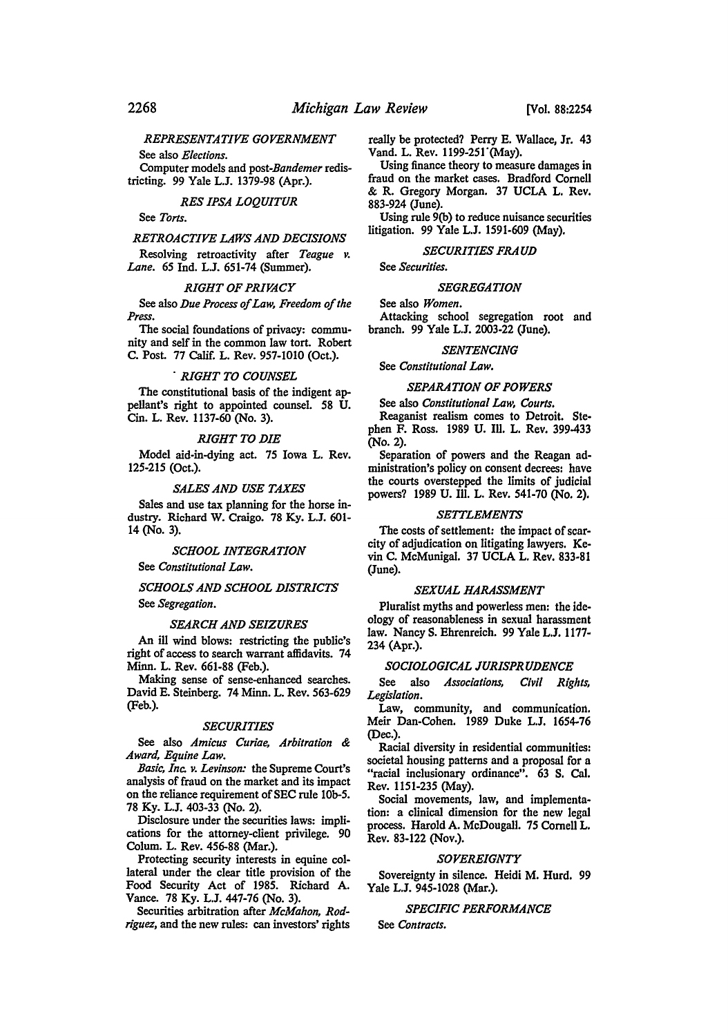### REPRESENTATIVE GOVERNMENT

See also *Elections*.

Computer models and post-*Bandemer* redistricting. 99 Yale L.J. 1379-98 (Apr.).

### RES IPSA LOQUITUR

See *Torts*.

### RETROACTIVE LAWS AND DECISIONS

Resolving retroactivity after *Teague v. Lane*. 65 Ind. L.J. 651-74 (Summer).

### RIGHT OF PRIVACY

See also *Due Process of Law, Freedom of the Press*.

The social foundations of privacy: community and self in the common law tort. Robert C. Post. 77 Calif. L. Rev. 957-1010 (Oct.).

### RIGHT TO COUNSEL

The constitutional basis of the indigent appellant's right to appointed counsel. 58 U. Cin. L. Rev. 1137-60 (No. 3).

### RIGHT TO DIE

Model aid-in-dying act. 75 Iowa L. Rev. 125-215 (Oct.).

### SALES AND USE TAXES

Sales and use tax planning for the horse industry. Richard W. Craigo. 78 Ky. L.J. 601-14 (No. 3).

### SCHOOL INTEGRATION

See *Constitutional Law*.

### SCHOOLS AND SCHOOL DISTRICTS

See *Segregation*.

### SEARCH AND SEIZURES

An ill wind blows: restricting the public's right of access to search warrant affidavits. 74 Minn. L. Rev. 661-88 (Feb.).

Making sense of sense-enhanced searches. David E. Steinberg. 74 Minn. L. Rev. 563-629 (Feb.).

### SECURITIES

See also *Amicus Curiae, Arbitration & Award, Equine Law*.

*Basic, Inc. v. Levinson:* the Supreme Court's analysis of fraud on the market and its impact on the reliance requirement of SEC rule 10b-5. 78 Ky. L.J. 403-33 (No. 2).

Disclosure under the securities laws: implications for the attorney-client privilege. 90 Colum. L. Rev. 456-88 (Mar.).

Protecting security interests in equine collateral under the clear title provision of the Food Security Act of 1985. Richard A. Vance. 78 Ky. L.J. 447-76 (No. 3).

Securities arbitration after *McMahon, Rodriguez*, and the new rules: can investors' rights really be protected? Perry E. Wallace, Jr. 43 Vand. L. Rev. 1199-251 (May).

Using finance theory to measure damages in fraud on the market cases. Bradford Cornell & R. Gregory Morgan. 37 UCLA L. Rev. 883-924 (June).

Using rule 9(b) to reduce nuisance securities litigation. 99 Yale L.J. 1591-609 (May).

### SECURITIES FRAUD

See *Securities*.

### SEGREGATION

See also *Women*.

Attacking school segregation root and branch. 99 Yale L.J. 2003-22 (June).

### SENTENCING

See *Constitutional Law*.

### SEPARATION OF POWERS

See also *Constitutional Law, Courts*.

Reaganist realism comes to Detroit. Stephen F. Ross. 1989 U. Ill. L. Rev. 399-433 (No. 2).

Separation of powers and the Reagan administration's policy on consent decrees: have the courts overstepped the limits of judicial powers? 1989 U. Ill. L. Rev. 541-70 (No. 2).

### SETTLEMENTS

The costs of settlement: the impact of scarcity of adjudication on litigating lawyers. Kevin C. McMunigal. 37 UCLA L. Rev. 833-81 (June).

### SEXUAL HARASSMENT

Pluralist myths and powerless men: the ideology of reasonableness in sexual harassment law. Nancy S. Ehrenreich. 99 Yale L.J. 1177-234 (Apr.).

### SOCIOLOGICAL JURISPRUDENCE

See also *Associations, Civil Rights, Legislation*.

Law, community, and communication. Meir Dan-Cohen. 1989 Duke L.J. 1654-76 (Dec.).

Racial diversity in residential communities: societal housing patterns and a proposal for a "racial inclusionary ordinance". 63 S. Cal. Rev. 1151-235 (May).

Social movements, law, and implementation: a clinical dimension for the new legal process. Harold A. McDougall. 75 Cornell L. Rev. 83-122 (Nov.).

### SOVEREIGNTY

Sovereignty in silence. Heidi M. Hurd. 99 Yale L.J. 945-1028 (Mar.).

### SPECIFIC PERFORMANCE

See *Contracts*.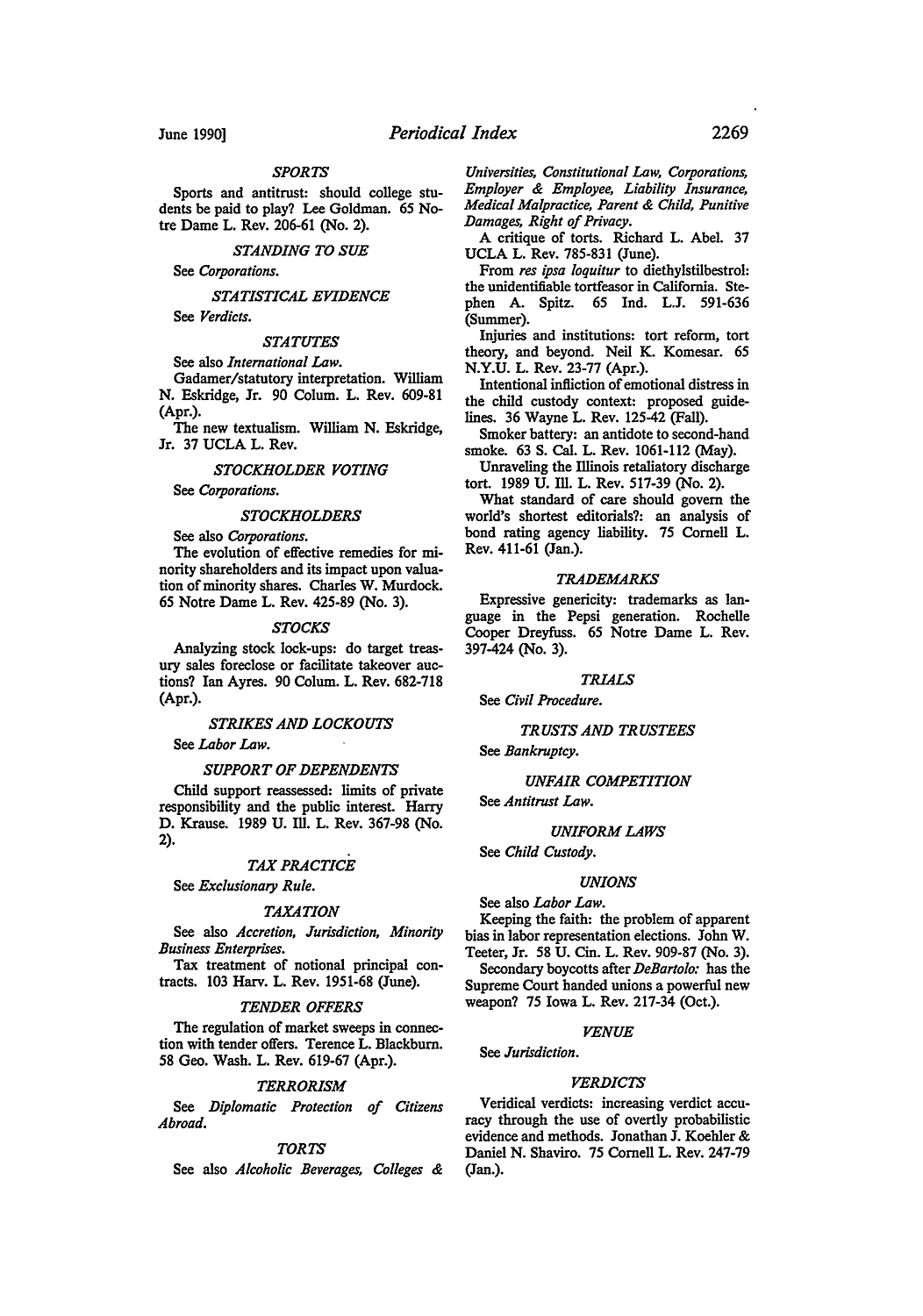### *SPORTS*

Sports and antitrust: should college students be paid to play? Lee Goldman. 65 Notre Dame L. Rev. 206-61 (No. 2).

### *STANDING TO SUE*

See *Corporations.*

### *STATISTICAL EVIDENCE*

See *Verdicts.*

### *STATUTES*

See also *International Law.*

Gadamer/statutory interpretation. William N. Eskridge, Jr. 90 Colum. L. Rev. 609-81 (Apr.).

The new textualism. William N. Eskridge, Jr. 37 UCLA L. Rev.

### *STOCKHOLDER VOTING*

See *Corporations.*

### *STOCKHOLDERS*

See also *Corporations.*

The evolution of effective remedies for minority shareholders and its impact upon valuation of minority shares. Charles W. Murdock. 65 Notre Dame L. Rev. 425-89 (No. 3).

### *STOCKS*

Analyzing stock lock-ups: do target treasury sales foreclose or facilitate takeover auctions? Ian Ayres. 90 Colum. L. Rev. 682-718 (Apr.).

### *STRIKES AND LOCKOUTS*

See *Labor Law.*

### *SUPPORT OF DEPENDENTS*

Child support reassessed: limits of private responsibility and the public interest. Harry D. Krause. 1989 U. Ill. L. Rev. 367-98 (No. 2).

### *TAX PRACTICE*

See *Exclusionary Rule.*

### *TAXATION*

See also *Accretion, Jurisdiction, Minority Business Enterprises.*

Tax treatment of notional principal contracts. 103 Harv. L. Rev. 1951-68 (June).

### *TENDER OFFERS*

The regulation of market sweeps in connection with tender offers. Terence L. Blackburn. 58 Geo. Wash. L. Rev. 619-67 (Apr.).

### *TERRORISM*

See *Diplomatic Protection of Citizens Abroad.*

### *TORTS*

See also *Alcoholic Beverages, Colleges & Universities, Constitutional Law, Corporations, Employer & Employee, Liability Insurance, Medical Malpractice, Parent & Child, Punitive Damages, Right of Privacy.*

A critique of torts. Richard L. Abel. 37 UCLA L. Rev. 785-831 (June).

From *res ipsa loquitur* to diethylstilbestrol: the unidentifiable tortfeasor in California. Stephen A. Spitz. 65 Ind. L.J. 591-636 (Summer).

Injuries and institutions: tort reform, tort theory, and beyond. Neil K. Komesar. 65 N.Y.U. L. Rev. 23-77 (Apr.).

Intentional infliction of emotional distress in the child custody context: proposed guidelines. 36 Wayne L. Rev. 125-42 (Fall).

Smoker battery: an antidote to second-hand smoke. 63 S. Cal. L. Rev. 1061-112 (May).

Unraveling the Illinois retaliatory discharge tort. 1989 U. Ill. L. Rev. 517-39 (No. 2).

What standard of care should govern the world's shortest editorials?: an analysis of bond rating agency liability. 75 Cornell L. Rev. 411-61 (Jan.).

### *TRADEMARKS*

Expressive genericity: trademarks as language in the Pepsi generation. Rochelle Cooper Dreyfuss. 65 Notre Dame L. Rev. 397-424 (No. 3).

### *TRIALS*

See *Civil Procedure.*

### *TRUSTS AND TRUSTEES*

See *Bankruptcy.*

### *UNFAIR COMPETITION*

See *Antitrust Law.*

### *UNIFORM LAWS*

See *Child Custody.*

### *UNIONS*

See also *Labor Law.*

Keeping the faith: the problem of apparent bias in labor representation elections. John W. Teeter, Jr. 58 U. Cin. L. Rev. 909-87 (No. 3).

Secondary boycotts after *DeBartolo:* has the Supreme Court handed unions a powerful new weapon? 75 Iowa L. Rev. 217-34 (Oct.).

### *VENUE*

See *Jurisdiction.*

### *VERDICTS*

Veridical verdicts: increasing verdict accuracy through the use of overtly probabilistic evidence and methods. Jonathan J. Koehler & Daniel N. Shaviro. 75 Cornell L. Rev. 247-79 (Jan.).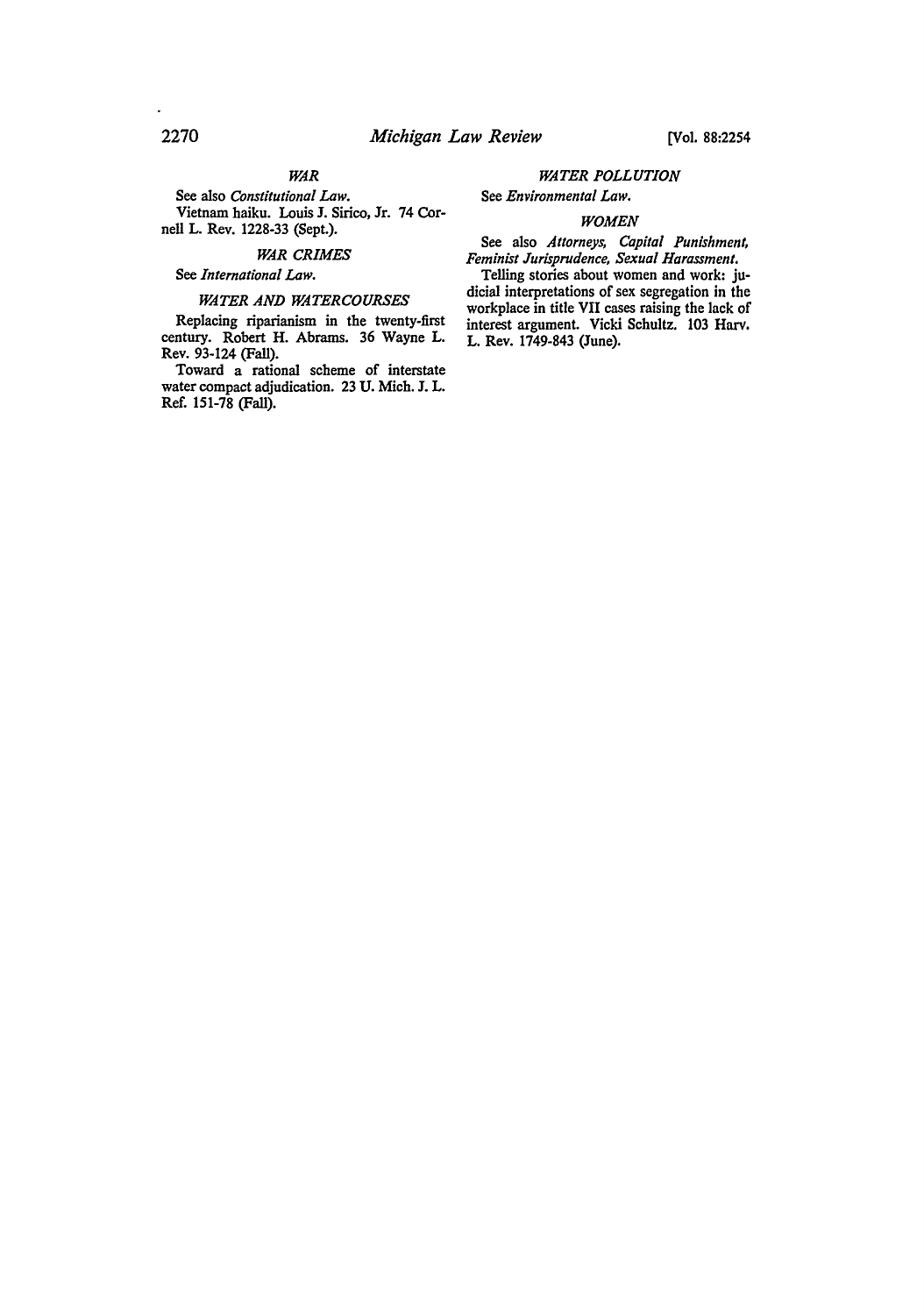### *WAR*

See also *Constitutional Law.*

Vietnam haiku. Louis J. Sirico, Jr. 74 Cornell L. Rev. 1228-33 (Sept.).

### *WAR CRIMES*

See *International Law.*

### *WATER AND WATERCOURSES*

Replacing riparianism in the twenty-first century. Robert H. Abrams. 36 Wayne L. Rev. 93-124 (Fall).

Toward a rational scheme of interstate water compact adjudication. 23 U. Mich. J. L. Ref. 151-78 (Fall).

### *WATER POLLUTION*

See *Environmental Law.*

### *WOMEN*

See also *Attorneys, Capital Punishment, Feminist Jurisprudence, Sexual Harassment.*

Telling stories about women and work: judicial interpretations of sex segregation in the workplace in title VII cases raising the lack of interest argument. Vicki Schultz. 103 Harv. L. Rev. 1749-843 (June).